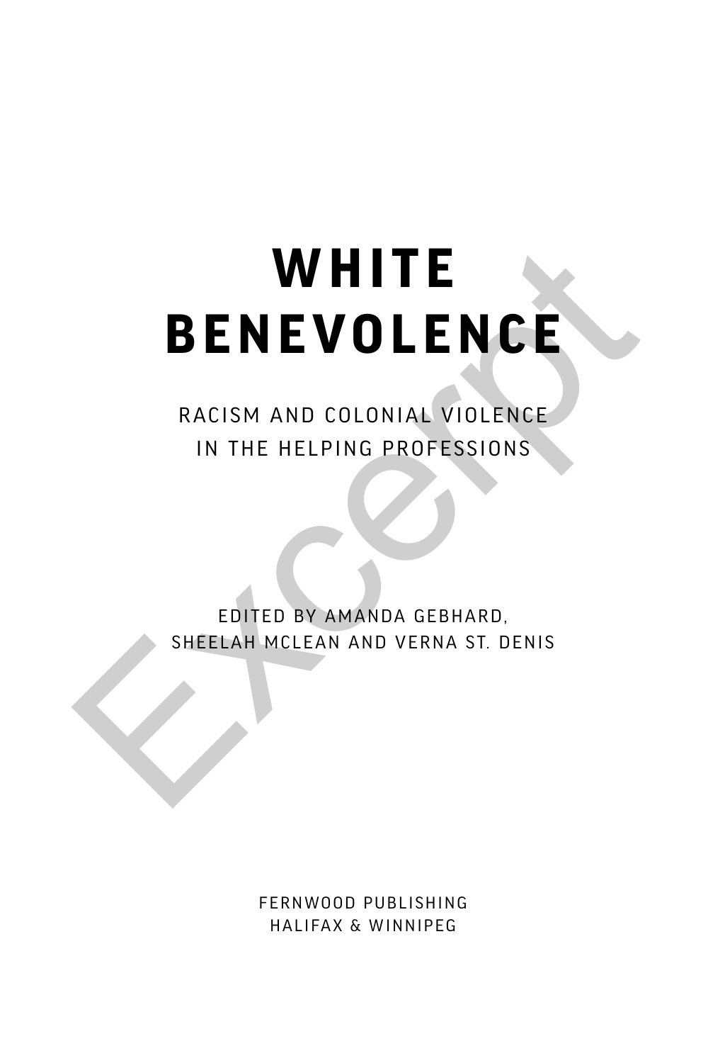# WHITE BENEVOLENCE

RACISM AND COLONIAL VIOLENCE IN THE HELPING PROFESSIONS

EDITED BY AMANDA GEBHARD, SHEELAH MCLEAN AND VERNA ST. DENIS

FERNWOOD PUBLISHING
HALIFAX & WINNIPEG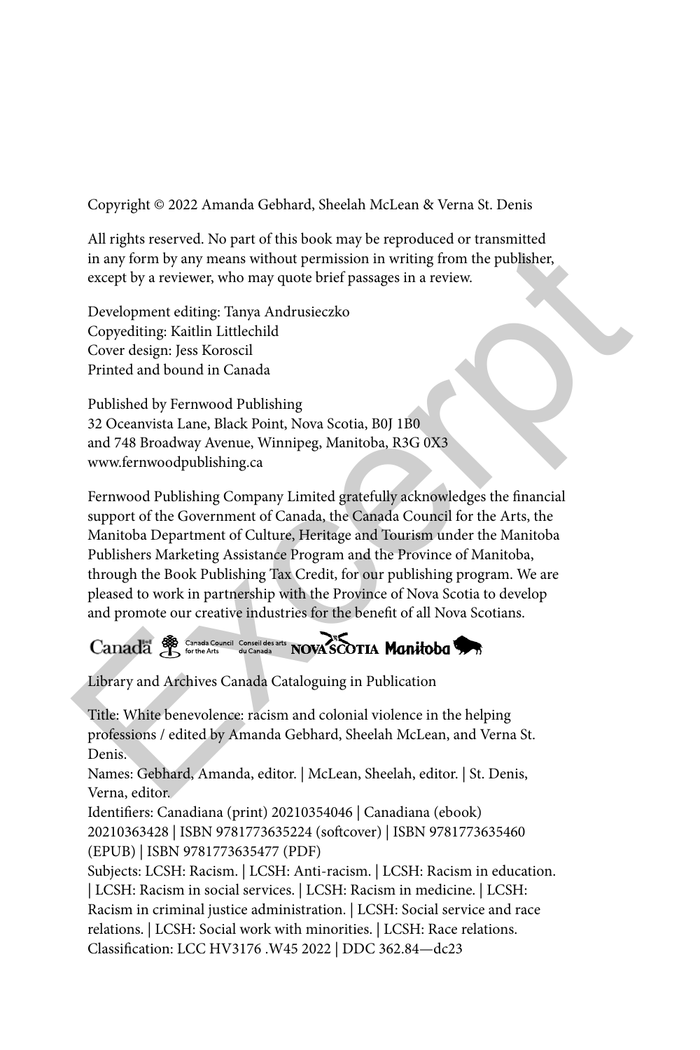Copyright © 2022 Amanda Gebhard, Sheelah McLean & Verna St. Denis

All rights reserved. No part of this book may be reproduced or transmitted in any form by any means without permission in writing from the publisher, except by a reviewer, who may quote brief passages in a review.

Development editing: Tanya Andrusieczko
Copyediting: Kaitlin Littlechild
Cover design: Jess Koroscil
Printed and bound in Canada

Published by Fernwood Publishing
32 Oceanvista Lane, Black Point, Nova Scotia, B0J 1B0
and 748 Broadway Avenue, Winnipeg, Manitoba, R3G 0X3
www.fernwoodpublishing.ca

Fernwood Publishing Company Limited gratefully acknowledges the financial support of the Government of Canada, the Canada Council for the Arts, the Manitoba Department of Culture, Heritage and Tourism under the Manitoba Publishers Marketing Assistance Program and the Province of Manitoba, through the Book Publishing Tax Credit, for our publishing program. We are pleased to work in partnership with the Province of Nova Scotia to develop and promote our creative industries for the benefit of all Nova Scotians.

Canada | Canada Council for the Arts | Conseil des arts du Canada | NOVA SCOTIA | Manitoba

Library and Archives Canada Cataloguing in Publication

Title: White benevolence: racism and colonial violence in the helping professions / edited by Amanda Gebhard, Sheelah McLean, and Verna St. Denis.
Names: Gebhard, Amanda, editor. | McLean, Sheelah, editor. | St. Denis, Verna, editor.
Identifiers: Canadiana (print) 20210354046 | Canadiana (ebook) 20210363428 | ISBN 9781773635224 (softcover) | ISBN 9781773635460 (EPUB) | ISBN 9781773635477 (PDF)
Subjects: LCSH: Racism. | LCSH: Anti-racism. | LCSH: Racism in education. | LCSH: Racism in social services. | LCSH: Racism in medicine. | LCSH: Racism in criminal justice administration. | LCSH: Social service and race relations. | LCSH: Social work with minorities. | LCSH: Race relations.
Classification: LCC HV3176 .W45 2022 | DDC 362.84—dc23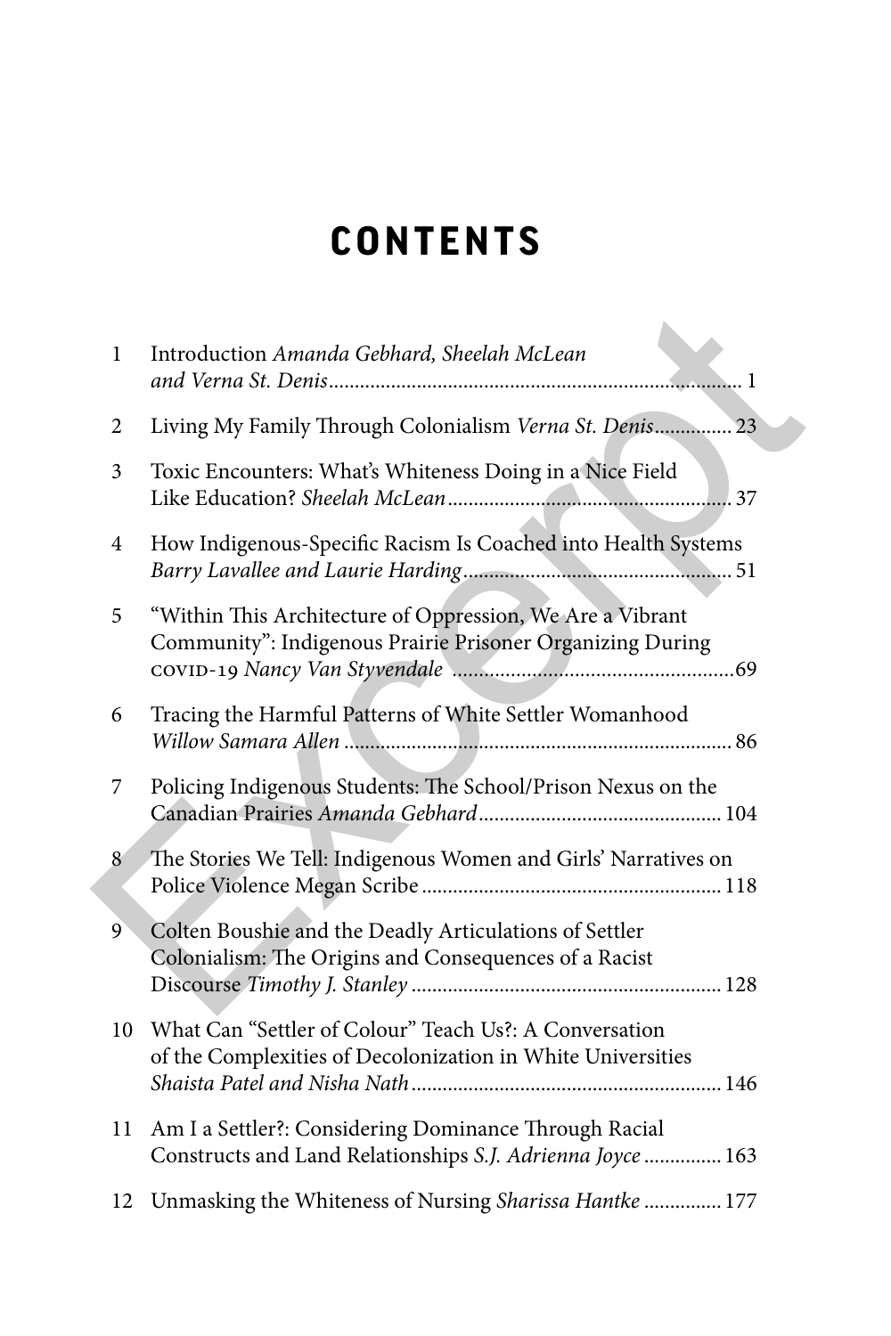# CONTENTS

1. Introduction *Amanda Gebhard, Sheelah McLean and Verna St. Denis* ............ 1
2. Living My Family Through Colonialism *Verna St. Denis* ............ 23
3. Toxic Encounters: What's Whiteness Doing in a Nice Field Like Education? *Sheelah McLean* ............ 37
4. How Indigenous-Specific Racism Is Coached into Health Systems *Barry Lavallee and Laurie Harding* ............ 51
5. "Within This Architecture of Oppression, We Are a Vibrant Community": Indigenous Prairie Prisoner Organizing During COVID-19 *Nancy Van Styvendale* ............ 69
6. Tracing the Harmful Patterns of White Settler Womanhood *Willow Samara Allen* ............ 86
7. Policing Indigenous Students: The School/Prison Nexus on the Canadian Prairies *Amanda Gebhard* ............ 104
8. The Stories We Tell: Indigenous Women and Girls' Narratives on Police Violence Megan Scribe ............ 118
9. Colten Boushie and the Deadly Articulations of Settler Colonialism: The Origins and Consequences of a Racist Discourse *Timothy J. Stanley* ............ 128
10. What Can "Settler of Colour" Teach Us?: A Conversation of the Complexities of Decolonization in White Universities *Shaista Patel and Nisha Nath* ............ 146
11. Am I a Settler?: Considering Dominance Through Racial Constructs and Land Relationships *S.J. Adrienna Joyce* ............ 163
12. Unmasking the Whiteness of Nursing *Sharissa Hantke* ............ 177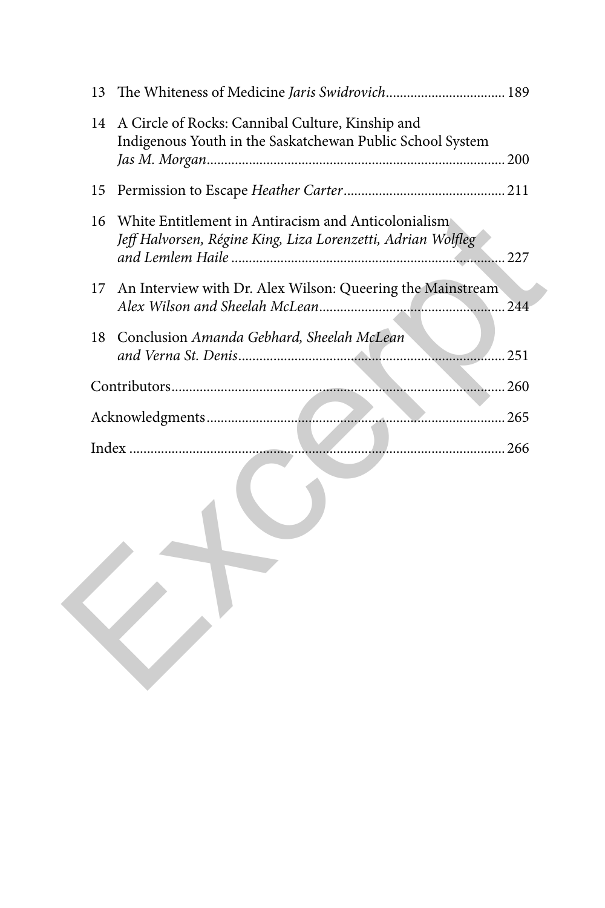13 The Whiteness of Medicine *Jaris Swidrovich* ..... 189

14 A Circle of Rocks: Cannibal Culture, Kinship and Indigenous Youth in the Saskatchewan Public School System *Jas M. Morgan* ..... 200

15 Permission to Escape *Heather Carter* ..... 211

16 White Entitlement in Antiracism and Anticolonialism *Jeff Halvorsen, Régine King, Liza Lorenzetti, Adrian Wolfleg and Lemlem Haile* ..... 227

17 An Interview with Dr. Alex Wilson: Queering the Mainstream *Alex Wilson and Sheelah McLean* ..... 244

18 Conclusion *Amanda Gebhard, Sheelah McLean and Verna St. Denis* ..... 251

Contributors ..... 260

Acknowledgments ..... 265

Index ..... 266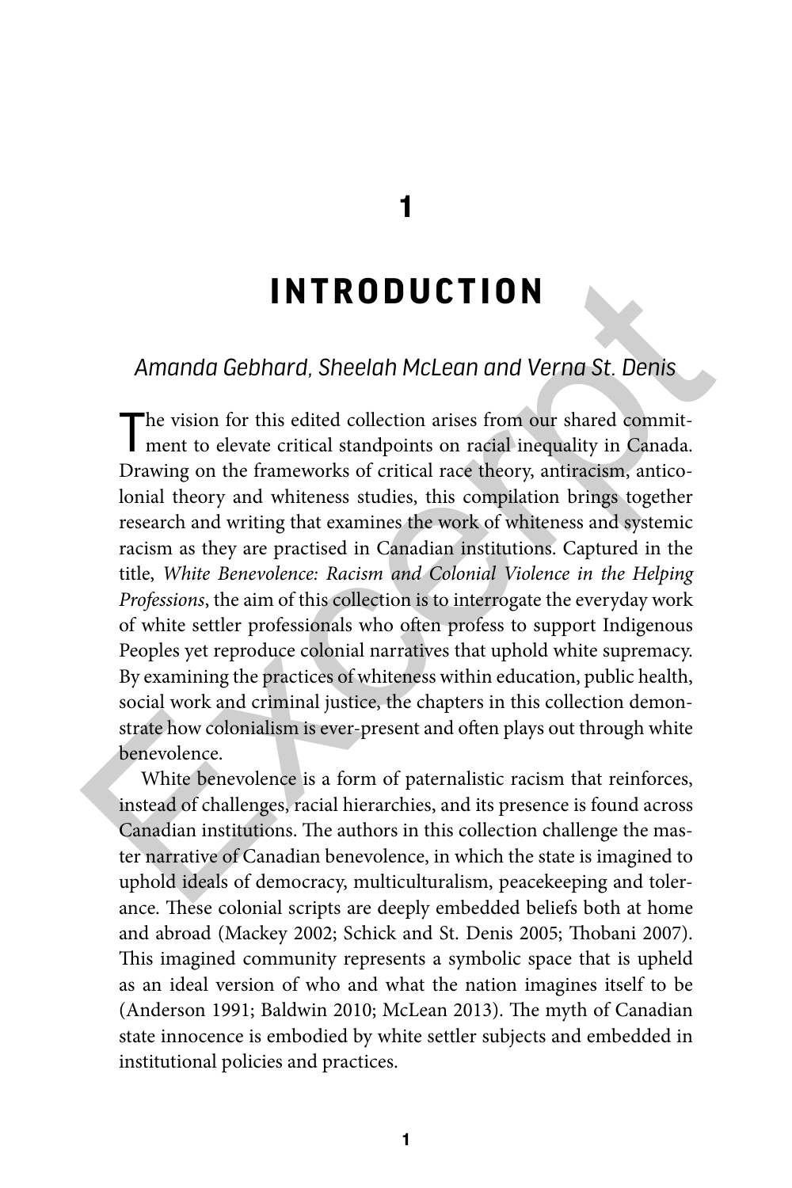# 1

# INTRODUCTION

*Amanda Gebhard, Sheelah McLean and Verna St. Denis*

The vision for this edited collection arises from our shared commitment to elevate critical standpoints on racial inequality in Canada. Drawing on the frameworks of critical race theory, antiracism, anticolonial theory and whiteness studies, this compilation brings together research and writing that examines the work of whiteness and systemic racism as they are practised in Canadian institutions. Captured in the title, *White Benevolence: Racism and Colonial Violence in the Helping Professions*, the aim of this collection is to interrogate the everyday work of white settler professionals who often profess to support Indigenous Peoples yet reproduce colonial narratives that uphold white supremacy. By examining the practices of whiteness within education, public health, social work and criminal justice, the chapters in this collection demonstrate how colonialism is ever-present and often plays out through white benevolence.

White benevolence is a form of paternalistic racism that reinforces, instead of challenges, racial hierarchies, and its presence is found across Canadian institutions. The authors in this collection challenge the master narrative of Canadian benevolence, in which the state is imagined to uphold ideals of democracy, multiculturalism, peacekeeping and tolerance. These colonial scripts are deeply embedded beliefs both at home and abroad (Mackey 2002; Schick and St. Denis 2005; Thobani 2007). This imagined community represents a symbolic space that is upheld as an ideal version of who and what the nation imagines itself to be (Anderson 1991; Baldwin 2010; McLean 2013). The myth of Canadian state innocence is embodied by white settler subjects and embedded in institutional policies and practices.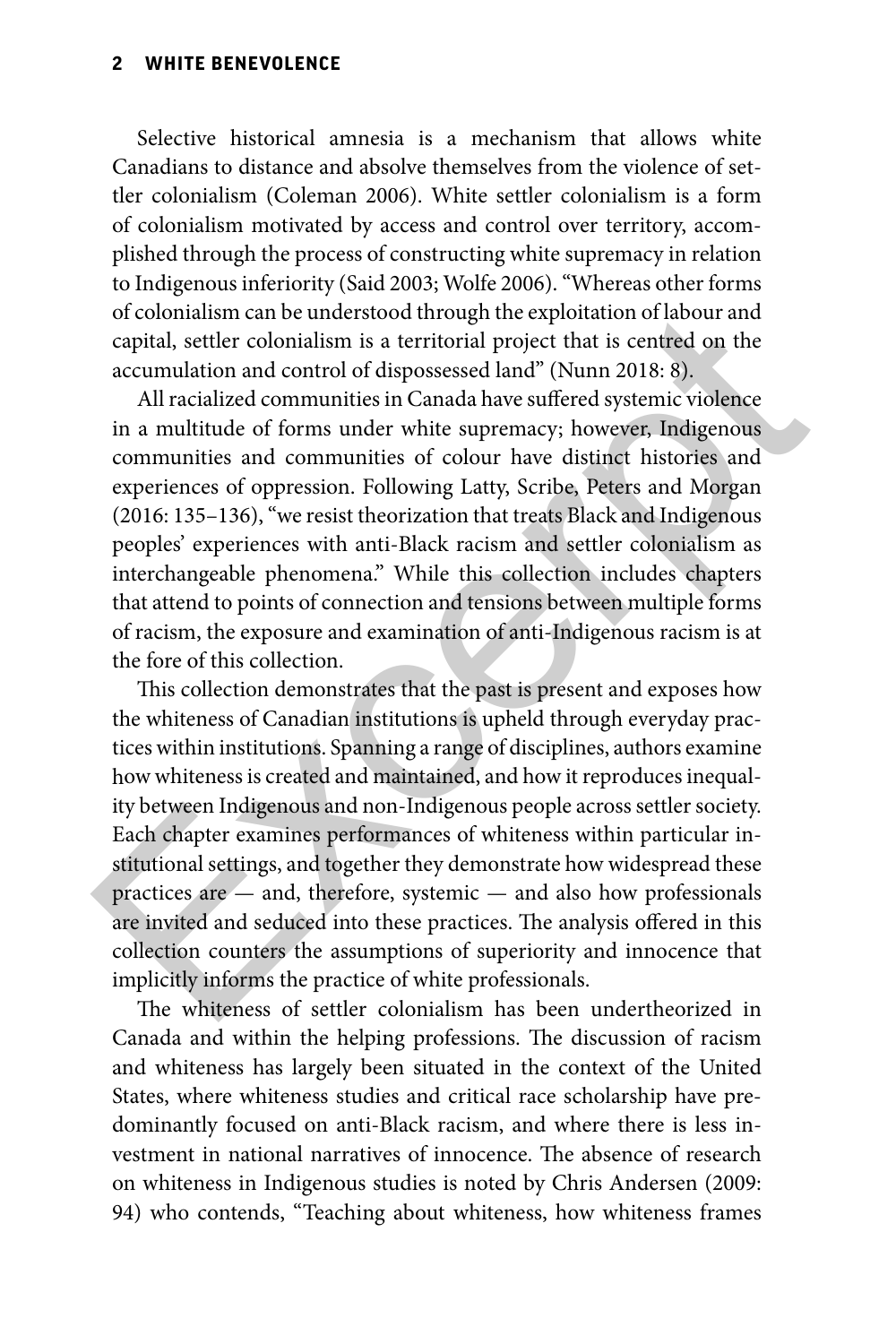Selective historical amnesia is a mechanism that allows white Canadians to distance and absolve themselves from the violence of settler colonialism (Coleman 2006). White settler colonialism is a form of colonialism motivated by access and control over territory, accomplished through the process of constructing white supremacy in relation to Indigenous inferiority (Said 2003; Wolfe 2006). “Whereas other forms of colonialism can be understood through the exploitation of labour and capital, settler colonialism is a territorial project that is centred on the accumulation and control of dispossessed land” (Nunn 2018: 8).

All racialized communities in Canada have suffered systemic violence in a multitude of forms under white supremacy; however, Indigenous communities and communities of colour have distinct histories and experiences of oppression. Following Latty, Scribe, Peters and Morgan (2016: 135–136), “we resist theorization that treats Black and Indigenous peoples’ experiences with anti-Black racism and settler colonialism as interchangeable phenomena.” While this collection includes chapters that attend to points of connection and tensions between multiple forms of racism, the exposure and examination of anti-Indigenous racism is at the fore of this collection.

This collection demonstrates that the past is present and exposes how the whiteness of Canadian institutions is upheld through everyday practices within institutions. Spanning a range of disciplines, authors examine how whiteness is created and maintained, and how it reproduces inequality between Indigenous and non-Indigenous people across settler society. Each chapter examines performances of whiteness within particular institutional settings, and together they demonstrate how widespread these practices are — and, therefore, systemic — and also how professionals are invited and seduced into these practices. The analysis offered in this collection counters the assumptions of superiority and innocence that implicitly informs the practice of white professionals.

The whiteness of settler colonialism has been undertheorized in Canada and within the helping professions. The discussion of racism and whiteness has largely been situated in the context of the United States, where whiteness studies and critical race scholarship have predominantly focused on anti-Black racism, and where there is less investment in national narratives of innocence. The absence of research on whiteness in Indigenous studies is noted by Chris Andersen (2009: 94) who contends, “Teaching about whiteness, how whiteness frames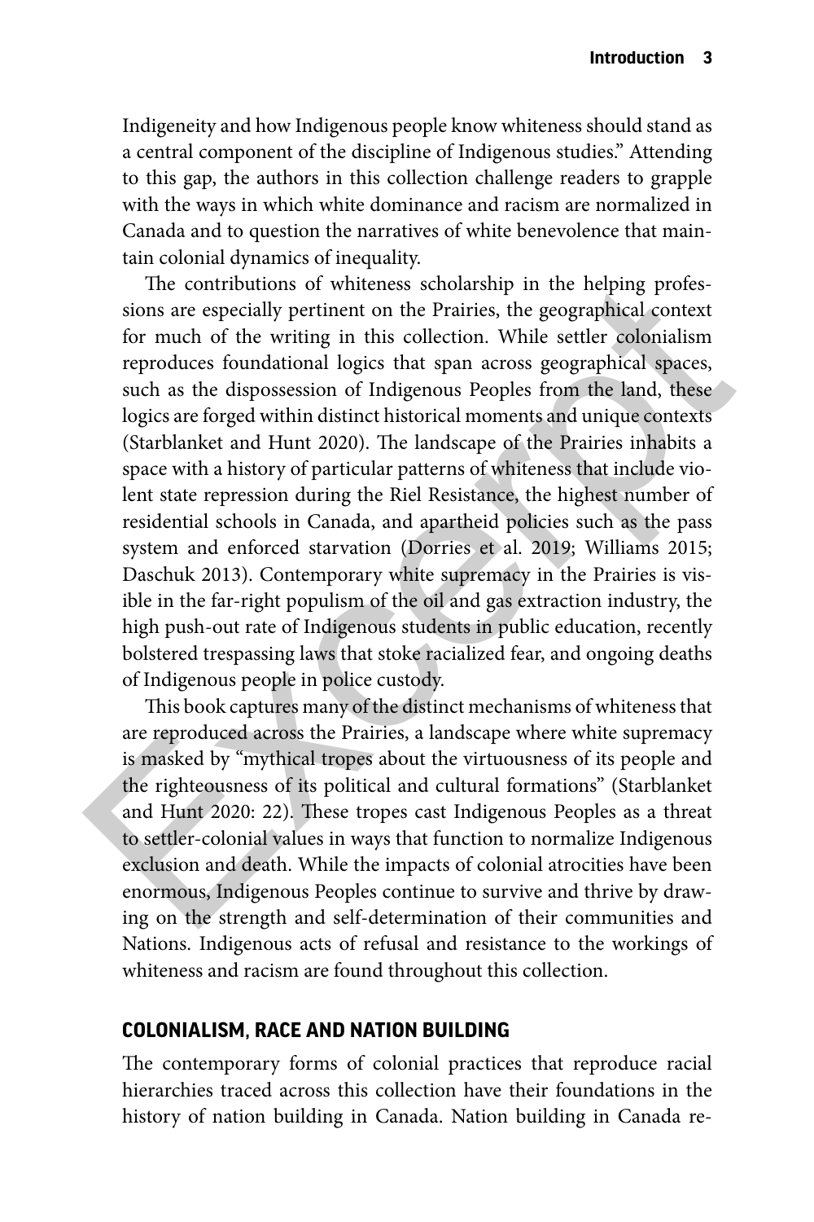Indigeneity and how Indigenous people know whiteness should stand as a central component of the discipline of Indigenous studies." Attending to this gap, the authors in this collection challenge readers to grapple with the ways in which white dominance and racism are normalized in Canada and to question the narratives of white benevolence that maintain colonial dynamics of inequality.

The contributions of whiteness scholarship in the helping professions are especially pertinent on the Prairies, the geographical context for much of the writing in this collection. While settler colonialism reproduces foundational logics that span across geographical spaces, such as the dispossession of Indigenous Peoples from the land, these logics are forged within distinct historical moments and unique contexts (Starblanket and Hunt 2020). The landscape of the Prairies inhabits a space with a history of particular patterns of whiteness that include violent state repression during the Riel Resistance, the highest number of residential schools in Canada, and apartheid policies such as the pass system and enforced starvation (Dorries et al. 2019; Williams 2015; Daschuk 2013). Contemporary white supremacy in the Prairies is visible in the far-right populism of the oil and gas extraction industry, the high push-out rate of Indigenous students in public education, recently bolstered trespassing laws that stoke racialized fear, and ongoing deaths of Indigenous people in police custody.

This book captures many of the distinct mechanisms of whiteness that are reproduced across the Prairies, a landscape where white supremacy is masked by "mythical tropes about the virtuousness of its people and the righteousness of its political and cultural formations" (Starblanket and Hunt 2020: 22). These tropes cast Indigenous Peoples as a threat to settler-colonial values in ways that function to normalize Indigenous exclusion and death. While the impacts of colonial atrocities have been enormous, Indigenous Peoples continue to survive and thrive by drawing on the strength and self-determination of their communities and Nations. Indigenous acts of refusal and resistance to the workings of whiteness and racism are found throughout this collection.

## COLONIALISM, RACE AND NATION BUILDING

The contemporary forms of colonial practices that reproduce racial hierarchies traced across this collection have their foundations in the history of nation building in Canada. Nation building in Canada re-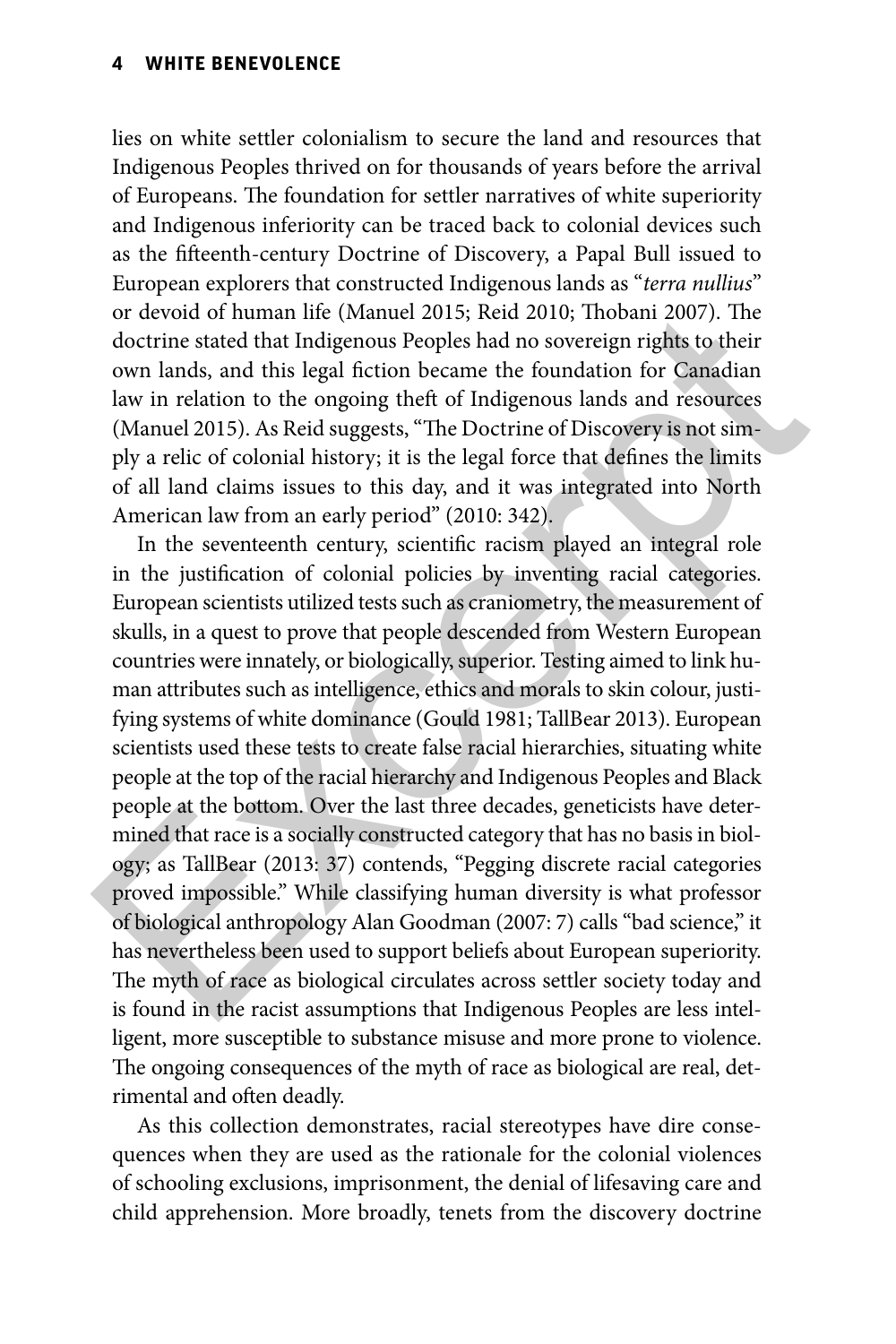lies on white settler colonialism to secure the land and resources that Indigenous Peoples thrived on for thousands of years before the arrival of Europeans. The foundation for settler narratives of white superiority and Indigenous inferiority can be traced back to colonial devices such as the fifteenth-century Doctrine of Discovery, a Papal Bull issued to European explorers that constructed Indigenous lands as "*terra nullius*" or devoid of human life (Manuel 2015; Reid 2010; Thobani 2007). The doctrine stated that Indigenous Peoples had no sovereign rights to their own lands, and this legal fiction became the foundation for Canadian law in relation to the ongoing theft of Indigenous lands and resources (Manuel 2015). As Reid suggests, "The Doctrine of Discovery is not simply a relic of colonial history; it is the legal force that defines the limits of all land claims issues to this day, and it was integrated into North American law from an early period" (2010: 342).

In the seventeenth century, scientific racism played an integral role in the justification of colonial policies by inventing racial categories. European scientists utilized tests such as craniometry, the measurement of skulls, in a quest to prove that people descended from Western European countries were innately, or biologically, superior. Testing aimed to link human attributes such as intelligence, ethics and morals to skin colour, justifying systems of white dominance (Gould 1981; TallBear 2013). European scientists used these tests to create false racial hierarchies, situating white people at the top of the racial hierarchy and Indigenous Peoples and Black people at the bottom. Over the last three decades, geneticists have determined that race is a socially constructed category that has no basis in biology; as TallBear (2013: 37) contends, "Pegging discrete racial categories proved impossible." While classifying human diversity is what professor of biological anthropology Alan Goodman (2007: 7) calls "bad science," it has nevertheless been used to support beliefs about European superiority. The myth of race as biological circulates across settler society today and is found in the racist assumptions that Indigenous Peoples are less intelligent, more susceptible to substance misuse and more prone to violence. The ongoing consequences of the myth of race as biological are real, detrimental and often deadly.

As this collection demonstrates, racial stereotypes have dire consequences when they are used as the rationale for the colonial violences of schooling exclusions, imprisonment, the denial of lifesaving care and child apprehension. More broadly, tenets from the discovery doctrine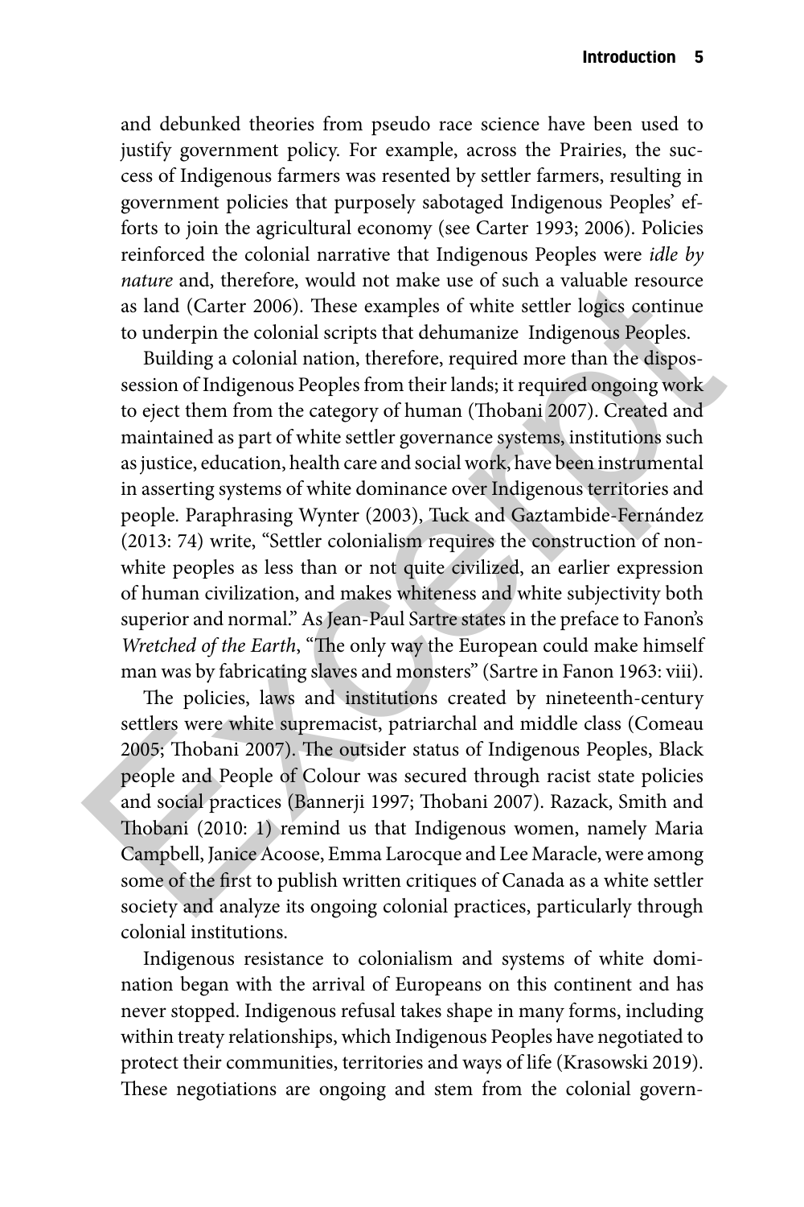and debunked theories from pseudo race science have been used to justify government policy. For example, across the Prairies, the success of Indigenous farmers was resented by settler farmers, resulting in government policies that purposely sabotaged Indigenous Peoples' efforts to join the agricultural economy (see Carter 1993; 2006). Policies reinforced the colonial narrative that Indigenous Peoples were *idle by nature* and, therefore, would not make use of such a valuable resource as land (Carter 2006). These examples of white settler logics continue to underpin the colonial scripts that dehumanize Indigenous Peoples.

Building a colonial nation, therefore, required more than the dispossession of Indigenous Peoples from their lands; it required ongoing work to eject them from the category of human (Thobani 2007). Created and maintained as part of white settler governance systems, institutions such as justice, education, health care and social work, have been instrumental in asserting systems of white dominance over Indigenous territories and people. Paraphrasing Wynter (2003), Tuck and Gaztambide-Fernández (2013: 74) write, "Settler colonialism requires the construction of non-white peoples as less than or not quite civilized, an earlier expression of human civilization, and makes whiteness and white subjectivity both superior and normal." As Jean-Paul Sartre states in the preface to Fanon's *Wretched of the Earth*, "The only way the European could make himself man was by fabricating slaves and monsters" (Sartre in Fanon 1963: viii).

The policies, laws and institutions created by nineteenth-century settlers were white supremacist, patriarchal and middle class (Comeau 2005; Thobani 2007). The outsider status of Indigenous Peoples, Black people and People of Colour was secured through racist state policies and social practices (Bannerji 1997; Thobani 2007). Razack, Smith and Thobani (2010: 1) remind us that Indigenous women, namely Maria Campbell, Janice Acoose, Emma Larocque and Lee Maracle, were among some of the first to publish written critiques of Canada as a white settler society and analyze its ongoing colonial practices, particularly through colonial institutions.

Indigenous resistance to colonialism and systems of white domination began with the arrival of Europeans on this continent and has never stopped. Indigenous refusal takes shape in many forms, including within treaty relationships, which Indigenous Peoples have negotiated to protect their communities, territories and ways of life (Krasowski 2019). These negotiations are ongoing and stem from the colonial govern-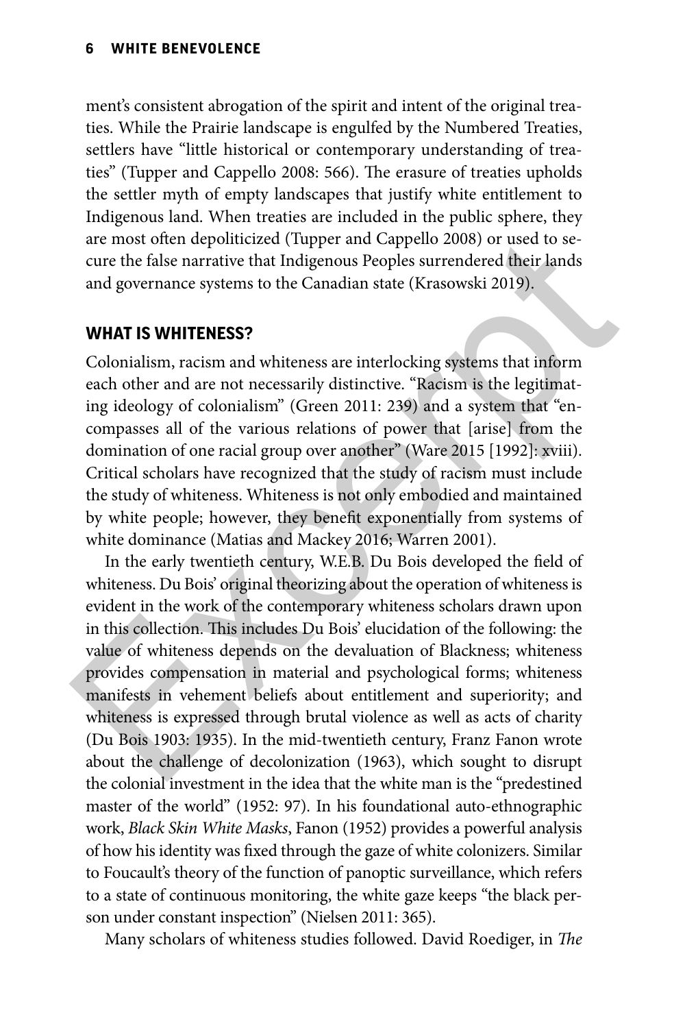ment's consistent abrogation of the spirit and intent of the original treaties. While the Prairie landscape is engulfed by the Numbered Treaties, settlers have "little historical or contemporary understanding of treaties" (Tupper and Cappello 2008: 566). The erasure of treaties upholds the settler myth of empty landscapes that justify white entitlement to Indigenous land. When treaties are included in the public sphere, they are most often depoliticized (Tupper and Cappello 2008) or used to secure the false narrative that Indigenous Peoples surrendered their lands and governance systems to the Canadian state (Krasowski 2019).

## WHAT IS WHITENESS?

Colonialism, racism and whiteness are interlocking systems that inform each other and are not necessarily distinctive. "Racism is the legitimating ideology of colonialism" (Green 2011: 239) and a system that "encompasses all of the various relations of power that [arise] from the domination of one racial group over another" (Ware 2015 [1992]: xviii). Critical scholars have recognized that the study of racism must include the study of whiteness. Whiteness is not only embodied and maintained by white people; however, they benefit exponentially from systems of white dominance (Matias and Mackey 2016; Warren 2001).

In the early twentieth century, W.E.B. Du Bois developed the field of whiteness. Du Bois' original theorizing about the operation of whiteness is evident in the work of the contemporary whiteness scholars drawn upon in this collection. This includes Du Bois' elucidation of the following: the value of whiteness depends on the devaluation of Blackness; whiteness provides compensation in material and psychological forms; whiteness manifests in vehement beliefs about entitlement and superiority; and whiteness is expressed through brutal violence as well as acts of charity (Du Bois 1903: 1935). In the mid-twentieth century, Franz Fanon wrote about the challenge of decolonization (1963), which sought to disrupt the colonial investment in the idea that the white man is the "predestined master of the world" (1952: 97). In his foundational auto-ethnographic work, *Black Skin White Masks*, Fanon (1952) provides a powerful analysis of how his identity was fixed through the gaze of white colonizers. Similar to Foucault's theory of the function of panoptic surveillance, which refers to a state of continuous monitoring, the white gaze keeps "the black person under constant inspection" (Nielsen 2011: 365).

Many scholars of whiteness studies followed. David Roediger, in *The*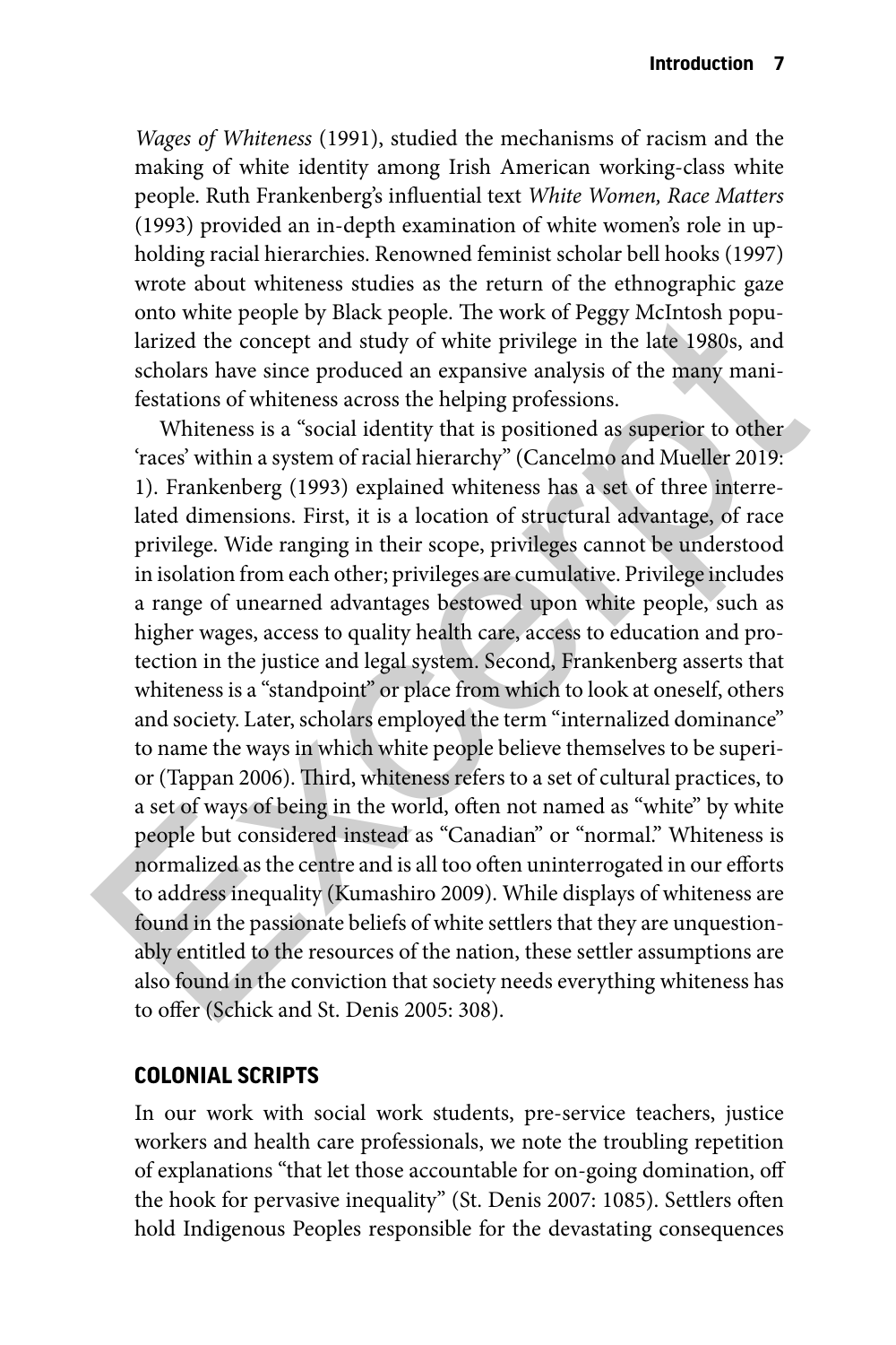*Wages of Whiteness* (1991), studied the mechanisms of racism and the making of white identity among Irish American working-class white people. Ruth Frankenberg's influential text *White Women, Race Matters* (1993) provided an in-depth examination of white women's role in upholding racial hierarchies. Renowned feminist scholar bell hooks (1997) wrote about whiteness studies as the return of the ethnographic gaze onto white people by Black people. The work of Peggy McIntosh popularized the concept and study of white privilege in the late 1980s, and scholars have since produced an expansive analysis of the many manifestations of whiteness across the helping professions.

Whiteness is a "social identity that is positioned as superior to other 'races' within a system of racial hierarchy" (Cancelmo and Mueller 2019: 1). Frankenberg (1993) explained whiteness has a set of three interrelated dimensions. First, it is a location of structural advantage, of race privilege. Wide ranging in their scope, privileges cannot be understood in isolation from each other; privileges are cumulative. Privilege includes a range of unearned advantages bestowed upon white people, such as higher wages, access to quality health care, access to education and protection in the justice and legal system. Second, Frankenberg asserts that whiteness is a "standpoint" or place from which to look at oneself, others and society. Later, scholars employed the term "internalized dominance" to name the ways in which white people believe themselves to be superior (Tappan 2006). Third, whiteness refers to a set of cultural practices, to a set of ways of being in the world, often not named as "white" by white people but considered instead as "Canadian" or "normal." Whiteness is normalized as the centre and is all too often uninterrogated in our efforts to address inequality (Kumashiro 2009). While displays of whiteness are found in the passionate beliefs of white settlers that they are unquestionably entitled to the resources of the nation, these settler assumptions are also found in the conviction that society needs everything whiteness has to offer (Schick and St. Denis 2005: 308).

## COLONIAL SCRIPTS

In our work with social work students, pre-service teachers, justice workers and health care professionals, we note the troubling repetition of explanations "that let those accountable for on-going domination, off the hook for pervasive inequality" (St. Denis 2007: 1085). Settlers often hold Indigenous Peoples responsible for the devastating consequences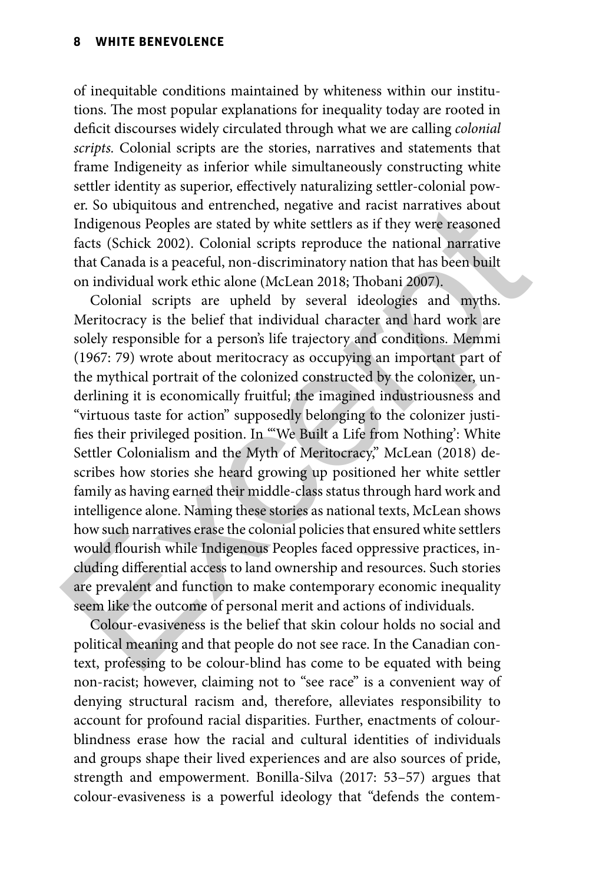of inequitable conditions maintained by whiteness within our institutions. The most popular explanations for inequality today are rooted in deficit discourses widely circulated through what we are calling *colonial scripts*. Colonial scripts are the stories, narratives and statements that frame Indigeneity as inferior while simultaneously constructing white settler identity as superior, effectively naturalizing settler-colonial power. So ubiquitous and entrenched, negative and racist narratives about Indigenous Peoples are stated by white settlers as if they were reasoned facts (Schick 2002). Colonial scripts reproduce the national narrative that Canada is a peaceful, non-discriminatory nation that has been built on individual work ethic alone (McLean 2018; Thobani 2007).

Colonial scripts are upheld by several ideologies and myths. Meritocracy is the belief that individual character and hard work are solely responsible for a person's life trajectory and conditions. Memmi (1967: 79) wrote about meritocracy as occupying an important part of the mythical portrait of the colonized constructed by the colonizer, underlining it is economically fruitful; the imagined industriousness and "virtuous taste for action" supposedly belonging to the colonizer justifies their privileged position. In "'We Built a Life from Nothing': White Settler Colonialism and the Myth of Meritocracy," McLean (2018) describes how stories she heard growing up positioned her white settler family as having earned their middle-class status through hard work and intelligence alone. Naming these stories as national texts, McLean shows how such narratives erase the colonial policies that ensured white settlers would flourish while Indigenous Peoples faced oppressive practices, including differential access to land ownership and resources. Such stories are prevalent and function to make contemporary economic inequality seem like the outcome of personal merit and actions of individuals.

Colour-evasiveness is the belief that skin colour holds no social and political meaning and that people do not see race. In the Canadian context, professing to be colour-blind has come to be equated with being non-racist; however, claiming not to "see race" is a convenient way of denying structural racism and, therefore, alleviates responsibility to account for profound racial disparities. Further, enactments of colour-blindness erase how the racial and cultural identities of individuals and groups shape their lived experiences and are also sources of pride, strength and empowerment. Bonilla-Silva (2017: 53–57) argues that colour-evasiveness is a powerful ideology that "defends the contem-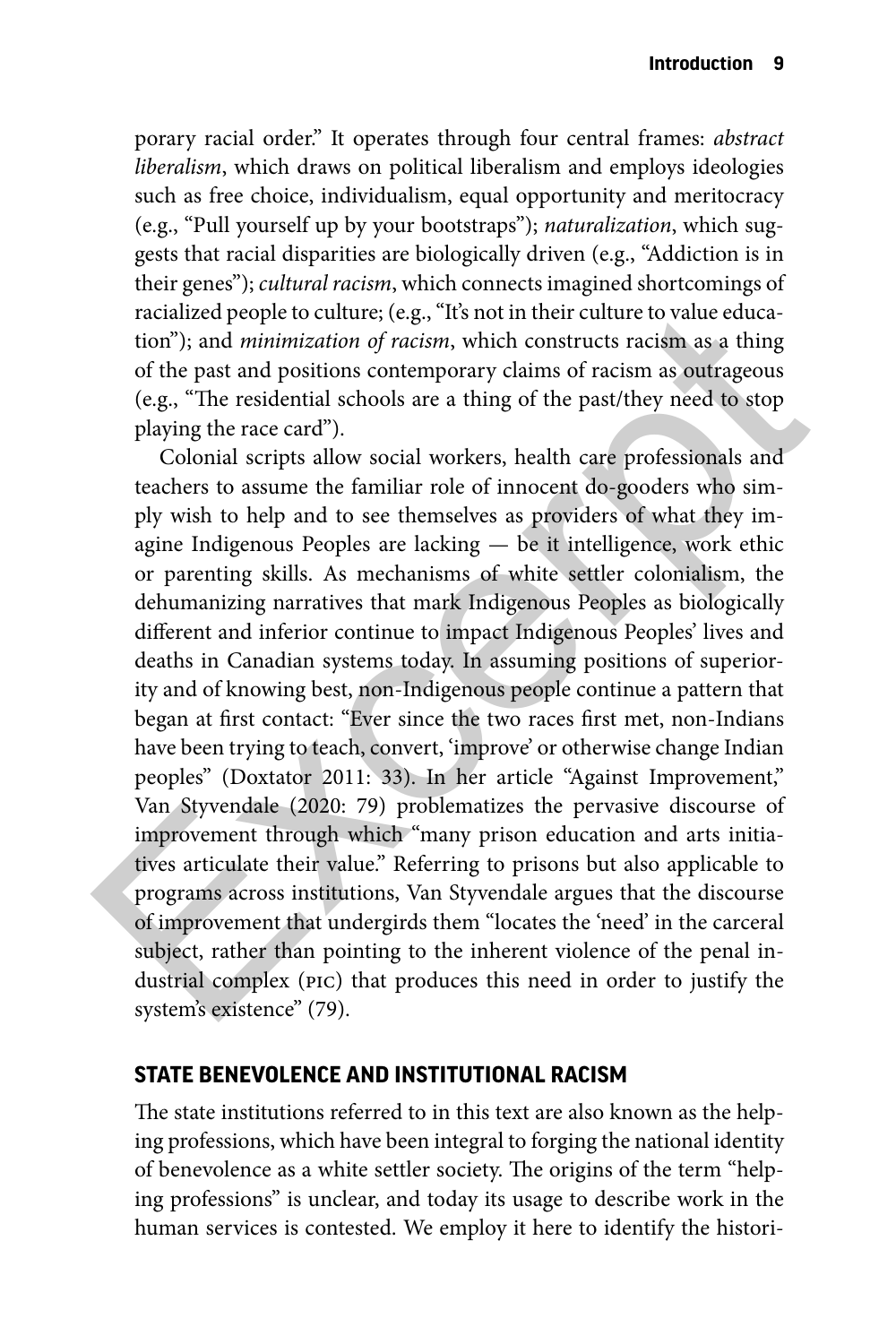porary racial order." It operates through four central frames: *abstract liberalism*, which draws on political liberalism and employs ideologies such as free choice, individualism, equal opportunity and meritocracy (e.g., "Pull yourself up by your bootstraps"); *naturalization*, which suggests that racial disparities are biologically driven (e.g., "Addiction is in their genes"); *cultural racism*, which connects imagined shortcomings of racialized people to culture; (e.g., "It's not in their culture to value education"); and *minimization of racism*, which constructs racism as a thing of the past and positions contemporary claims of racism as outrageous (e.g., "The residential schools are a thing of the past/they need to stop playing the race card").

Colonial scripts allow social workers, health care professionals and teachers to assume the familiar role of innocent do-gooders who simply wish to help and to see themselves as providers of what they imagine Indigenous Peoples are lacking — be it intelligence, work ethic or parenting skills. As mechanisms of white settler colonialism, the dehumanizing narratives that mark Indigenous Peoples as biologically different and inferior continue to impact Indigenous Peoples' lives and deaths in Canadian systems today. In assuming positions of superiority and of knowing best, non-Indigenous people continue a pattern that began at first contact: "Ever since the two races first met, non-Indians have been trying to teach, convert, 'improve' or otherwise change Indian peoples" (Doxtator 2011: 33). In her article "Against Improvement," Van Styvendale (2020: 79) problematizes the pervasive discourse of improvement through which "many prison education and arts initiatives articulate their value." Referring to prisons but also applicable to programs across institutions, Van Styvendale argues that the discourse of improvement that undergirds them "locates the 'need' in the carceral subject, rather than pointing to the inherent violence of the penal industrial complex (PIC) that produces this need in order to justify the system's existence" (79).

## STATE BENEVOLENCE AND INSTITUTIONAL RACISM

The state institutions referred to in this text are also known as the helping professions, which have been integral to forging the national identity of benevolence as a white settler society. The origins of the term "helping professions" is unclear, and today its usage to describe work in the human services is contested. We employ it here to identify the histori-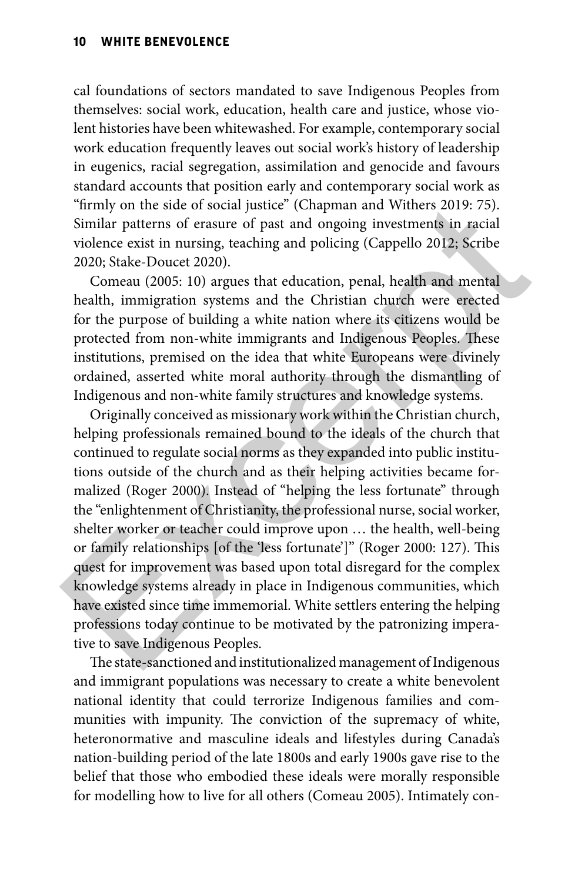cal foundations of sectors mandated to save Indigenous Peoples from themselves: social work, education, health care and justice, whose violent histories have been whitewashed. For example, contemporary social work education frequently leaves out social work's history of leadership in eugenics, racial segregation, assimilation and genocide and favours standard accounts that position early and contemporary social work as "firmly on the side of social justice" (Chapman and Withers 2019: 75). Similar patterns of erasure of past and ongoing investments in racial violence exist in nursing, teaching and policing (Cappello 2012; Scribe 2020; Stake-Doucet 2020).

Comeau (2005: 10) argues that education, penal, health and mental health, immigration systems and the Christian church were erected for the purpose of building a white nation where its citizens would be protected from non-white immigrants and Indigenous Peoples. These institutions, premised on the idea that white Europeans were divinely ordained, asserted white moral authority through the dismantling of Indigenous and non-white family structures and knowledge systems.

Originally conceived as missionary work within the Christian church, helping professionals remained bound to the ideals of the church that continued to regulate social norms as they expanded into public institutions outside of the church and as their helping activities became formalized (Roger 2000). Instead of "helping the less fortunate" through the "enlightenment of Christianity, the professional nurse, social worker, shelter worker or teacher could improve upon … the health, well-being or family relationships [of the 'less fortunate']" (Roger 2000: 127). This quest for improvement was based upon total disregard for the complex knowledge systems already in place in Indigenous communities, which have existed since time immemorial. White settlers entering the helping professions today continue to be motivated by the patronizing imperative to save Indigenous Peoples.

The state-sanctioned and institutionalized management of Indigenous and immigrant populations was necessary to create a white benevolent national identity that could terrorize Indigenous families and communities with impunity. The conviction of the supremacy of white, heteronormative and masculine ideals and lifestyles during Canada's nation-building period of the late 1800s and early 1900s gave rise to the belief that those who embodied these ideals were morally responsible for modelling how to live for all others (Comeau 2005). Intimately con-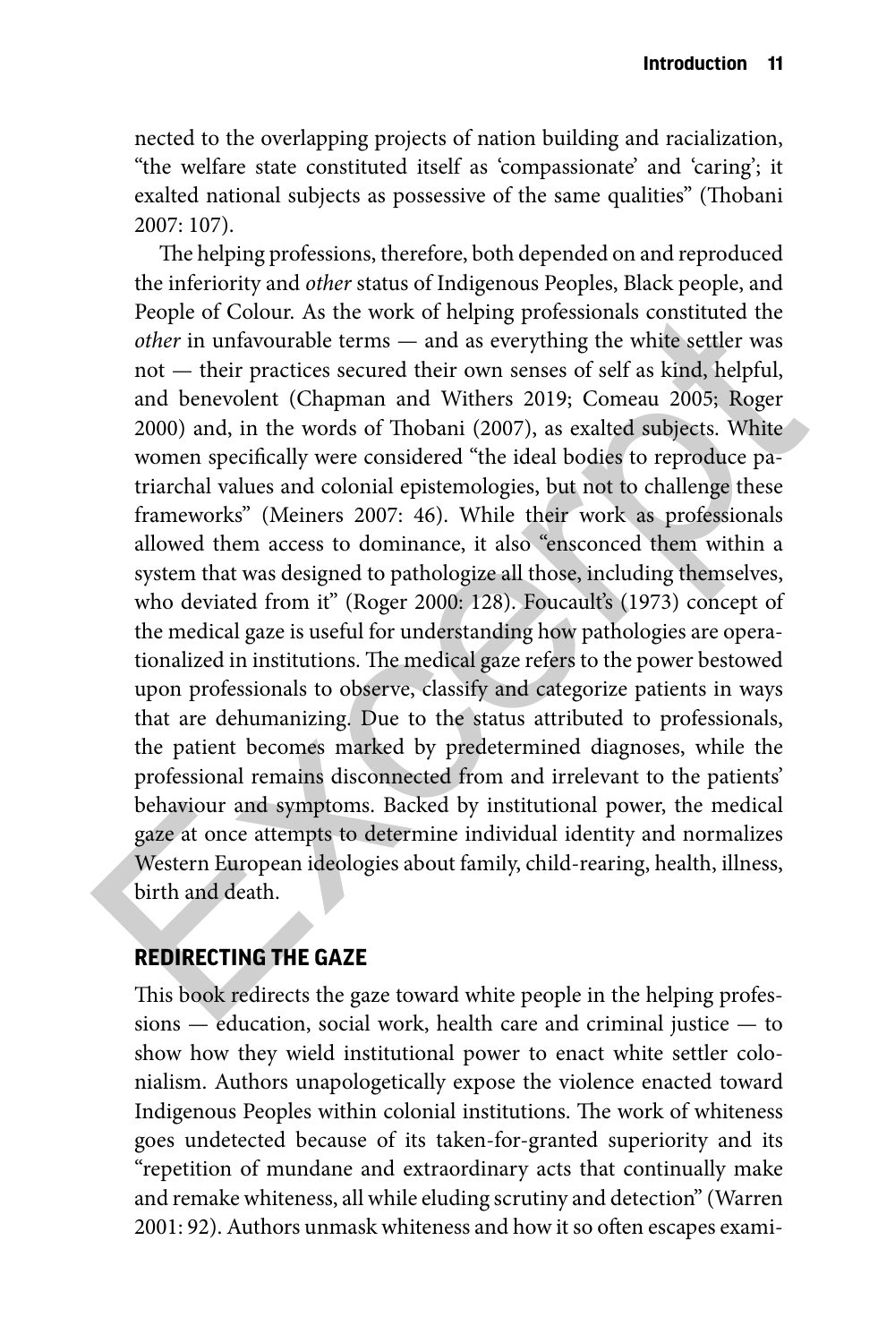nected to the overlapping projects of nation building and racialization, "the welfare state constituted itself as 'compassionate' and 'caring'; it exalted national subjects as possessive of the same qualities" (Thobani 2007: 107).

The helping professions, therefore, both depended on and reproduced the inferiority and *other* status of Indigenous Peoples, Black people, and People of Colour. As the work of helping professionals constituted the *other* in unfavourable terms — and as everything the white settler was not — their practices secured their own senses of self as kind, helpful, and benevolent (Chapman and Withers 2019; Comeau 2005; Roger 2000) and, in the words of Thobani (2007), as exalted subjects. White women specifically were considered "the ideal bodies to reproduce patriarchal values and colonial epistemologies, but not to challenge these frameworks" (Meiners 2007: 46). While their work as professionals allowed them access to dominance, it also "ensconced them within a system that was designed to pathologize all those, including themselves, who deviated from it" (Roger 2000: 128). Foucault's (1973) concept of the medical gaze is useful for understanding how pathologies are operationalized in institutions. The medical gaze refers to the power bestowed upon professionals to observe, classify and categorize patients in ways that are dehumanizing. Due to the status attributed to professionals, the patient becomes marked by predetermined diagnoses, while the professional remains disconnected from and irrelevant to the patients' behaviour and symptoms. Backed by institutional power, the medical gaze at once attempts to determine individual identity and normalizes Western European ideologies about family, child-rearing, health, illness, birth and death.

## REDIRECTING THE GAZE

This book redirects the gaze toward white people in the helping professions — education, social work, health care and criminal justice — to show how they wield institutional power to enact white settler colonialism. Authors unapologetically expose the violence enacted toward Indigenous Peoples within colonial institutions. The work of whiteness goes undetected because of its taken-for-granted superiority and its "repetition of mundane and extraordinary acts that continually make and remake whiteness, all while eluding scrutiny and detection" (Warren 2001: 92). Authors unmask whiteness and how it so often escapes exami-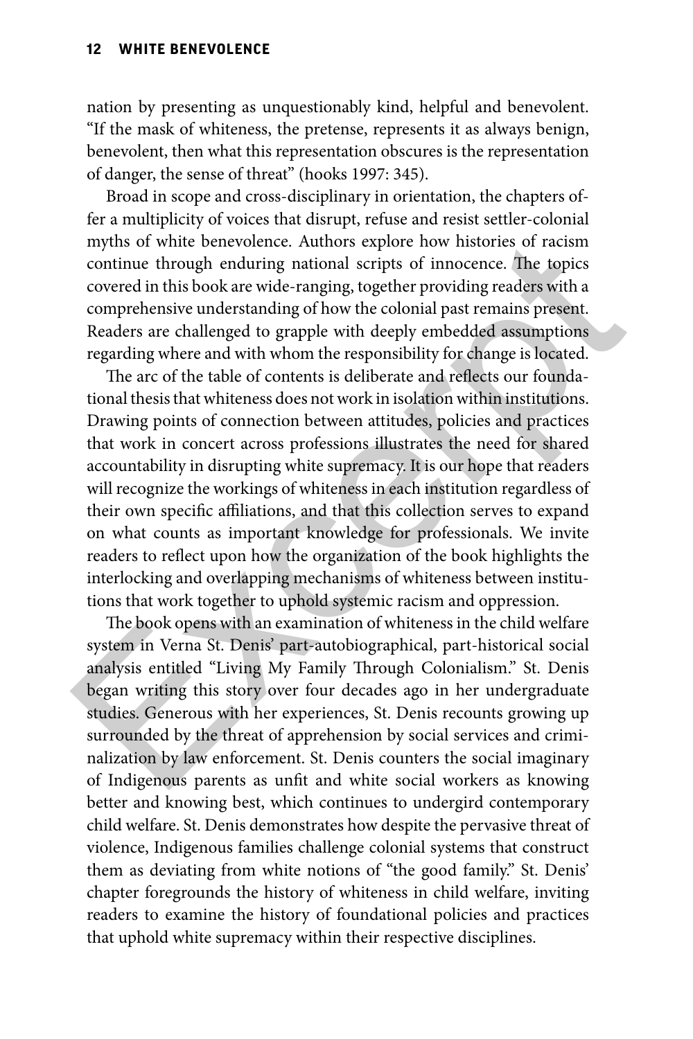nation by presenting as unquestionably kind, helpful and benevolent. "If the mask of whiteness, the pretense, represents it as always benign, benevolent, then what this representation obscures is the representation of danger, the sense of threat" (hooks 1997: 345).

Broad in scope and cross-disciplinary in orientation, the chapters offer a multiplicity of voices that disrupt, refuse and resist settler-colonial myths of white benevolence. Authors explore how histories of racism continue through enduring national scripts of innocence. The topics covered in this book are wide-ranging, together providing readers with a comprehensive understanding of how the colonial past remains present. Readers are challenged to grapple with deeply embedded assumptions regarding where and with whom the responsibility for change is located.

The arc of the table of contents is deliberate and reflects our foundational thesis that whiteness does not work in isolation within institutions. Drawing points of connection between attitudes, policies and practices that work in concert across professions illustrates the need for shared accountability in disrupting white supremacy. It is our hope that readers will recognize the workings of whiteness in each institution regardless of their own specific affiliations, and that this collection serves to expand on what counts as important knowledge for professionals. We invite readers to reflect upon how the organization of the book highlights the interlocking and overlapping mechanisms of whiteness between institutions that work together to uphold systemic racism and oppression.

The book opens with an examination of whiteness in the child welfare system in Verna St. Denis' part-autobiographical, part-historical social analysis entitled "Living My Family Through Colonialism." St. Denis began writing this story over four decades ago in her undergraduate studies. Generous with her experiences, St. Denis recounts growing up surrounded by the threat of apprehension by social services and criminalization by law enforcement. St. Denis counters the social imaginary of Indigenous parents as unfit and white social workers as knowing better and knowing best, which continues to undergird contemporary child welfare. St. Denis demonstrates how despite the pervasive threat of violence, Indigenous families challenge colonial systems that construct them as deviating from white notions of "the good family." St. Denis' chapter foregrounds the history of whiteness in child welfare, inviting readers to examine the history of foundational policies and practices that uphold white supremacy within their respective disciplines.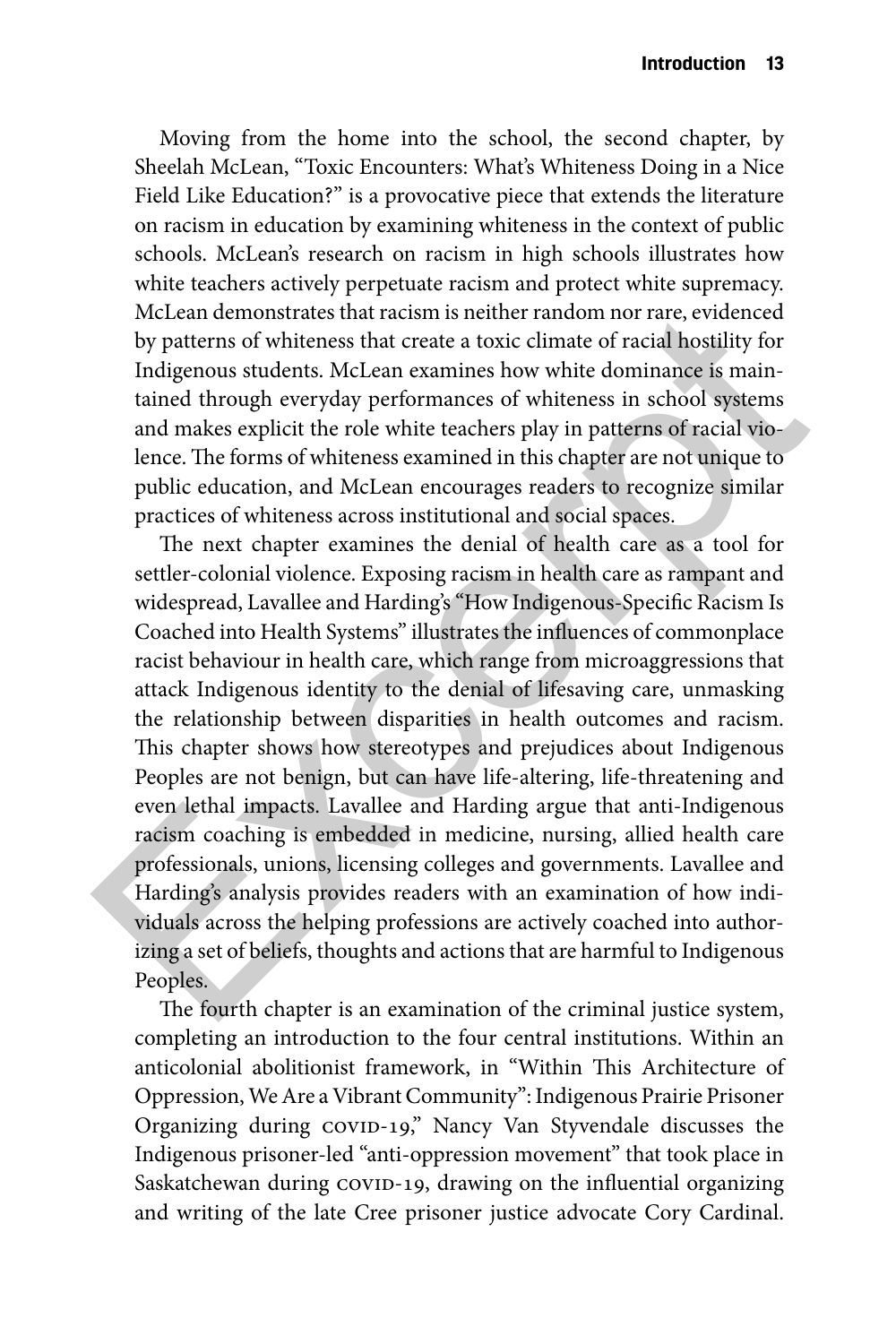Moving from the home into the school, the second chapter, by Sheelah McLean, "Toxic Encounters: What's Whiteness Doing in a Nice Field Like Education?" is a provocative piece that extends the literature on racism in education by examining whiteness in the context of public schools. McLean's research on racism in high schools illustrates how white teachers actively perpetuate racism and protect white supremacy. McLean demonstrates that racism is neither random nor rare, evidenced by patterns of whiteness that create a toxic climate of racial hostility for Indigenous students. McLean examines how white dominance is maintained through everyday performances of whiteness in school systems and makes explicit the role white teachers play in patterns of racial violence. The forms of whiteness examined in this chapter are not unique to public education, and McLean encourages readers to recognize similar practices of whiteness across institutional and social spaces.

The next chapter examines the denial of health care as a tool for settler-colonial violence. Exposing racism in health care as rampant and widespread, Lavallee and Harding's "How Indigenous-Specific Racism Is Coached into Health Systems" illustrates the influences of commonplace racist behaviour in health care, which range from microaggressions that attack Indigenous identity to the denial of lifesaving care, unmasking the relationship between disparities in health outcomes and racism. This chapter shows how stereotypes and prejudices about Indigenous Peoples are not benign, but can have life-altering, life-threatening and even lethal impacts. Lavallee and Harding argue that anti-Indigenous racism coaching is embedded in medicine, nursing, allied health care professionals, unions, licensing colleges and governments. Lavallee and Harding's analysis provides readers with an examination of how individuals across the helping professions are actively coached into authorizing a set of beliefs, thoughts and actions that are harmful to Indigenous Peoples.

The fourth chapter is an examination of the criminal justice system, completing an introduction to the four central institutions. Within an anticolonial abolitionist framework, in "Within This Architecture of Oppression, We Are a Vibrant Community": Indigenous Prairie Prisoner Organizing during COVID-19," Nancy Van Styvendale discusses the Indigenous prisoner-led "anti-oppression movement" that took place in Saskatchewan during COVID-19, drawing on the influential organizing and writing of the late Cree prisoner justice advocate Cory Cardinal.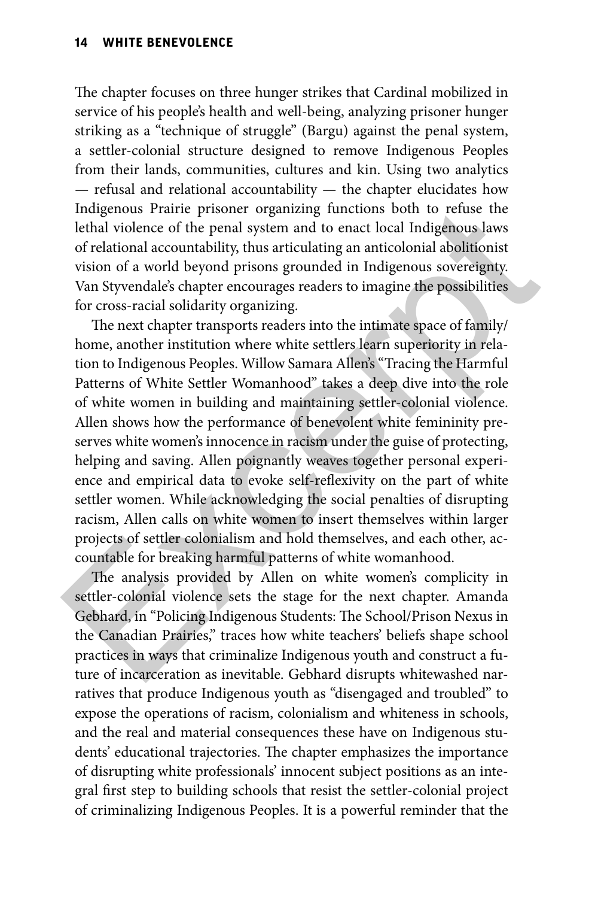The chapter focuses on three hunger strikes that Cardinal mobilized in service of his people's health and well-being, analyzing prisoner hunger striking as a "technique of struggle" (Bargu) against the penal system, a settler-colonial structure designed to remove Indigenous Peoples from their lands, communities, cultures and kin. Using two analytics — refusal and relational accountability — the chapter elucidates how Indigenous Prairie prisoner organizing functions both to refuse the lethal violence of the penal system and to enact local Indigenous laws of relational accountability, thus articulating an anticolonial abolitionist vision of a world beyond prisons grounded in Indigenous sovereignty. Van Styvendale's chapter encourages readers to imagine the possibilities for cross-racial solidarity organizing.

The next chapter transports readers into the intimate space of family/home, another institution where white settlers learn superiority in relation to Indigenous Peoples. Willow Samara Allen's "Tracing the Harmful Patterns of White Settler Womanhood" takes a deep dive into the role of white women in building and maintaining settler-colonial violence. Allen shows how the performance of benevolent white femininity preserves white women's innocence in racism under the guise of protecting, helping and saving. Allen poignantly weaves together personal experience and empirical data to evoke self-reflexivity on the part of white settler women. While acknowledging the social penalties of disrupting racism, Allen calls on white women to insert themselves within larger projects of settler colonialism and hold themselves, and each other, accountable for breaking harmful patterns of white womanhood.

The analysis provided by Allen on white women's complicity in settler-colonial violence sets the stage for the next chapter. Amanda Gebhard, in "Policing Indigenous Students: The School/Prison Nexus in the Canadian Prairies," traces how white teachers' beliefs shape school practices in ways that criminalize Indigenous youth and construct a future of incarceration as inevitable. Gebhard disrupts whitewashed narratives that produce Indigenous youth as "disengaged and troubled" to expose the operations of racism, colonialism and whiteness in schools, and the real and material consequences these have on Indigenous students' educational trajectories. The chapter emphasizes the importance of disrupting white professionals' innocent subject positions as an integral first step to building schools that resist the settler-colonial project of criminalizing Indigenous Peoples. It is a powerful reminder that the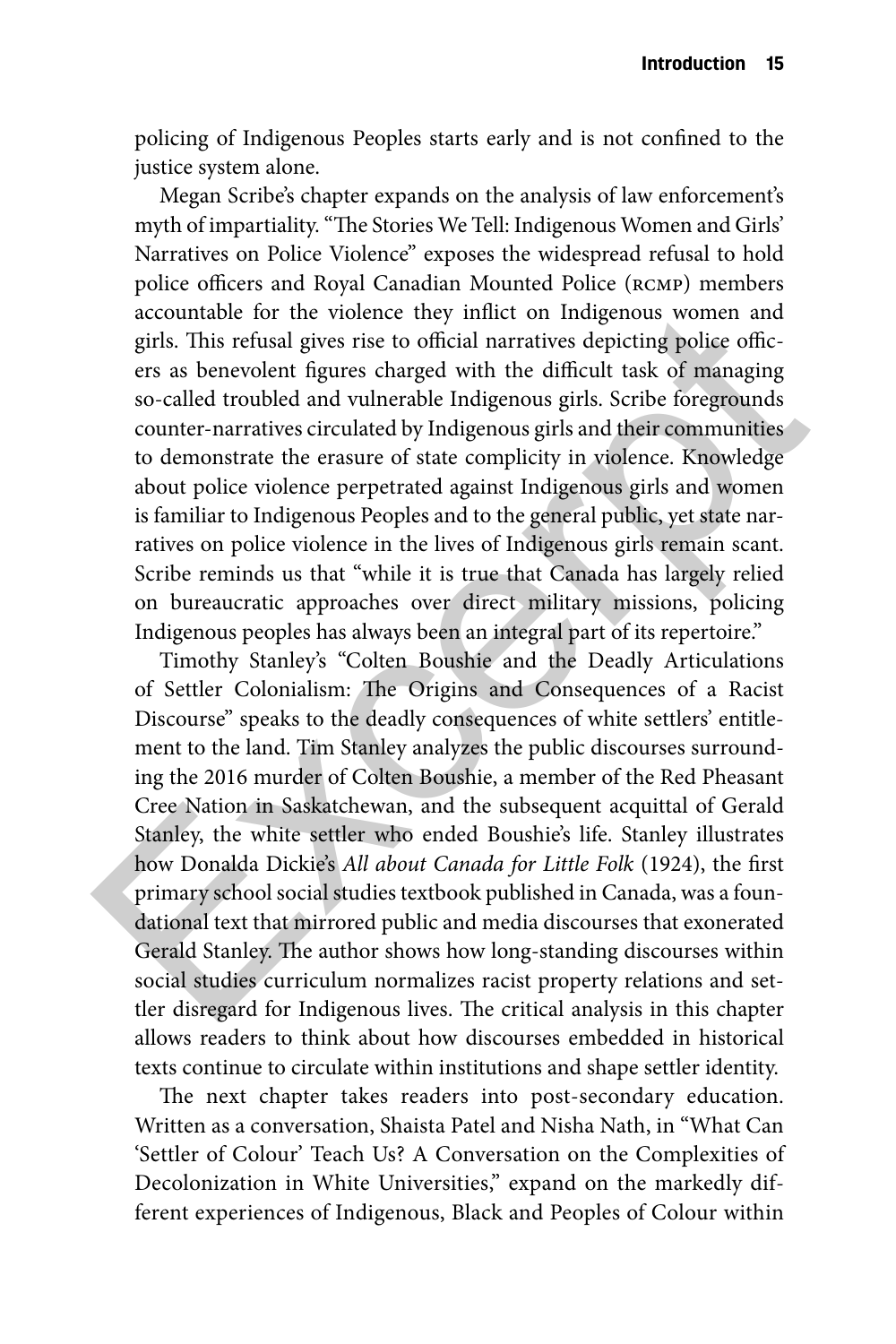policing of Indigenous Peoples starts early and is not confined to the justice system alone.

Megan Scribe's chapter expands on the analysis of law enforcement's myth of impartiality. "The Stories We Tell: Indigenous Women and Girls' Narratives on Police Violence" exposes the widespread refusal to hold police officers and Royal Canadian Mounted Police (RCMP) members accountable for the violence they inflict on Indigenous women and girls. This refusal gives rise to official narratives depicting police officers as benevolent figures charged with the difficult task of managing so-called troubled and vulnerable Indigenous girls. Scribe foregrounds counter-narratives circulated by Indigenous girls and their communities to demonstrate the erasure of state complicity in violence. Knowledge about police violence perpetrated against Indigenous girls and women is familiar to Indigenous Peoples and to the general public, yet state narratives on police violence in the lives of Indigenous girls remain scant. Scribe reminds us that "while it is true that Canada has largely relied on bureaucratic approaches over direct military missions, policing Indigenous peoples has always been an integral part of its repertoire."

Timothy Stanley's "Colten Boushie and the Deadly Articulations of Settler Colonialism: The Origins and Consequences of a Racist Discourse" speaks to the deadly consequences of white settlers' entitlement to the land. Tim Stanley analyzes the public discourses surrounding the 2016 murder of Colten Boushie, a member of the Red Pheasant Cree Nation in Saskatchewan, and the subsequent acquittal of Gerald Stanley, the white settler who ended Boushie's life. Stanley illustrates how Donalda Dickie's *All about Canada for Little Folk* (1924), the first primary school social studies textbook published in Canada, was a foundational text that mirrored public and media discourses that exonerated Gerald Stanley. The author shows how long-standing discourses within social studies curriculum normalizes racist property relations and settler disregard for Indigenous lives. The critical analysis in this chapter allows readers to think about how discourses embedded in historical texts continue to circulate within institutions and shape settler identity.

The next chapter takes readers into post-secondary education. Written as a conversation, Shaista Patel and Nisha Nath, in "What Can 'Settler of Colour' Teach Us? A Conversation on the Complexities of Decolonization in White Universities," expand on the markedly different experiences of Indigenous, Black and Peoples of Colour within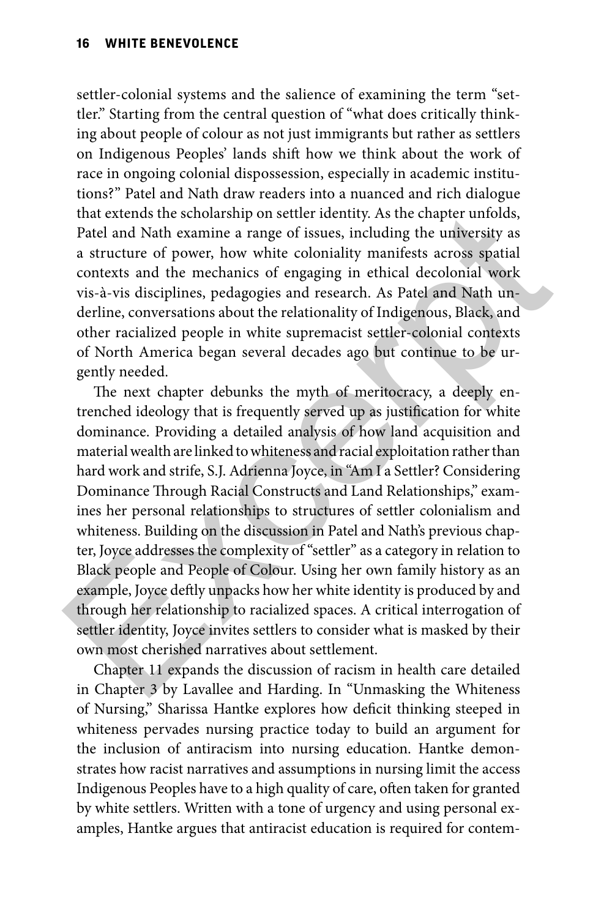settler-colonial systems and the salience of examining the term "settler." Starting from the central question of "what does critically thinking about people of colour as not just immigrants but rather as settlers on Indigenous Peoples' lands shift how we think about the work of race in ongoing colonial dispossession, especially in academic institutions?" Patel and Nath draw readers into a nuanced and rich dialogue that extends the scholarship on settler identity. As the chapter unfolds, Patel and Nath examine a range of issues, including the university as a structure of power, how white coloniality manifests across spatial contexts and the mechanics of engaging in ethical decolonial work vis-à-vis disciplines, pedagogies and research. As Patel and Nath underline, conversations about the relationality of Indigenous, Black, and other racialized people in white supremacist settler-colonial contexts of North America began several decades ago but continue to be urgently needed.

The next chapter debunks the myth of meritocracy, a deeply entrenched ideology that is frequently served up as justification for white dominance. Providing a detailed analysis of how land acquisition and material wealth are linked to whiteness and racial exploitation rather than hard work and strife, S.J. Adrienna Joyce, in "Am I a Settler? Considering Dominance Through Racial Constructs and Land Relationships," examines her personal relationships to structures of settler colonialism and whiteness. Building on the discussion in Patel and Nath's previous chapter, Joyce addresses the complexity of "settler" as a category in relation to Black people and People of Colour. Using her own family history as an example, Joyce deftly unpacks how her white identity is produced by and through her relationship to racialized spaces. A critical interrogation of settler identity, Joyce invites settlers to consider what is masked by their own most cherished narratives about settlement.

Chapter 11 expands the discussion of racism in health care detailed in Chapter 3 by Lavallee and Harding. In "Unmasking the Whiteness of Nursing," Sharissa Hantke explores how deficit thinking steeped in whiteness pervades nursing practice today to build an argument for the inclusion of antiracism into nursing education. Hantke demonstrates how racist narratives and assumptions in nursing limit the access Indigenous Peoples have to a high quality of care, often taken for granted by white settlers. Written with a tone of urgency and using personal examples, Hantke argues that antiracist education is required for contem-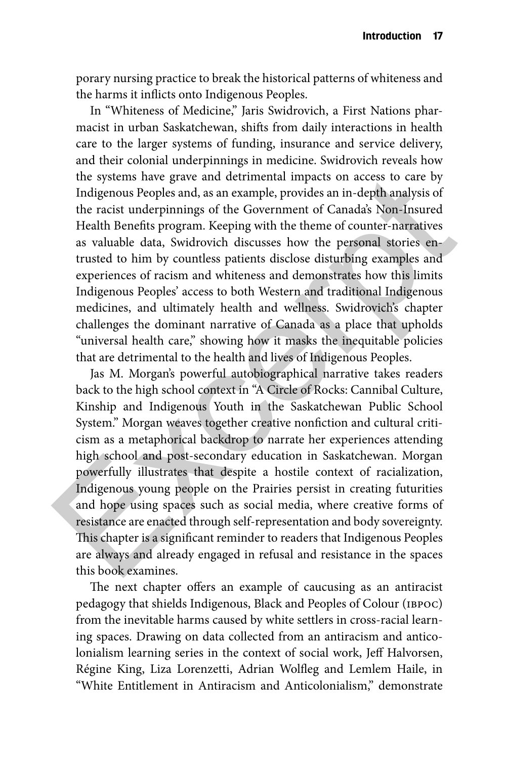porary nursing practice to break the historical patterns of whiteness and the harms it inflicts onto Indigenous Peoples.

In "Whiteness of Medicine," Jaris Swidrovich, a First Nations pharmacist in urban Saskatchewan, shifts from daily interactions in health care to the larger systems of funding, insurance and service delivery, and their colonial underpinnings in medicine. Swidrovich reveals how the systems have grave and detrimental impacts on access to care by Indigenous Peoples and, as an example, provides an in-depth analysis of the racist underpinnings of the Government of Canada's Non-Insured Health Benefits program. Keeping with the theme of counter-narratives as valuable data, Swidrovich discusses how the personal stories entrusted to him by countless patients disclose disturbing examples and experiences of racism and whiteness and demonstrates how this limits Indigenous Peoples' access to both Western and traditional Indigenous medicines, and ultimately health and wellness. Swidrovich's chapter challenges the dominant narrative of Canada as a place that upholds "universal health care," showing how it masks the inequitable policies that are detrimental to the health and lives of Indigenous Peoples.

Jas M. Morgan's powerful autobiographical narrative takes readers back to the high school context in "A Circle of Rocks: Cannibal Culture, Kinship and Indigenous Youth in the Saskatchewan Public School System." Morgan weaves together creative nonfiction and cultural criticism as a metaphorical backdrop to narrate her experiences attending high school and post-secondary education in Saskatchewan. Morgan powerfully illustrates that despite a hostile context of racialization, Indigenous young people on the Prairies persist in creating futurities and hope using spaces such as social media, where creative forms of resistance are enacted through self-representation and body sovereignty. This chapter is a significant reminder to readers that Indigenous Peoples are always and already engaged in refusal and resistance in the spaces this book examines.

The next chapter offers an example of caucusing as an antiracist pedagogy that shields Indigenous, Black and Peoples of Colour (IBPOC) from the inevitable harms caused by white settlers in cross-racial learning spaces. Drawing on data collected from an antiracism and anticolonialism learning series in the context of social work, Jeff Halvorsen, Régine King, Liza Lorenzetti, Adrian Wolfleg and Lemlem Haile, in "White Entitlement in Antiracism and Anticolonialism," demonstrate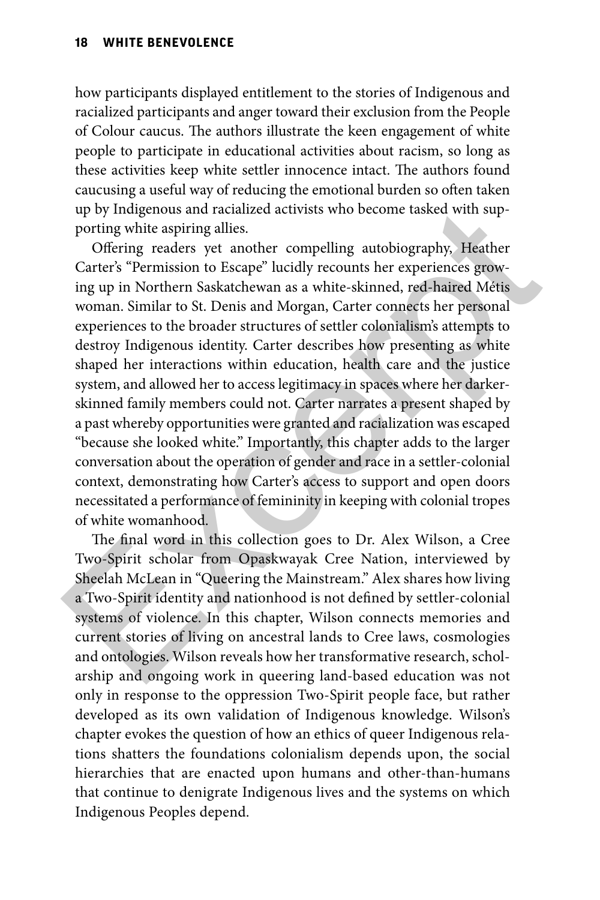how participants displayed entitlement to the stories of Indigenous and racialized participants and anger toward their exclusion from the People of Colour caucus. The authors illustrate the keen engagement of white people to participate in educational activities about racism, so long as these activities keep white settler innocence intact. The authors found caucusing a useful way of reducing the emotional burden so often taken up by Indigenous and racialized activists who become tasked with supporting white aspiring allies.

Offering readers yet another compelling autobiography, Heather Carter's "Permission to Escape" lucidly recounts her experiences growing up in Northern Saskatchewan as a white-skinned, red-haired Métis woman. Similar to St. Denis and Morgan, Carter connects her personal experiences to the broader structures of settler colonialism's attempts to destroy Indigenous identity. Carter describes how presenting as white shaped her interactions within education, health care and the justice system, and allowed her to access legitimacy in spaces where her darker-skinned family members could not. Carter narrates a present shaped by a past whereby opportunities were granted and racialization was escaped "because she looked white." Importantly, this chapter adds to the larger conversation about the operation of gender and race in a settler-colonial context, demonstrating how Carter's access to support and open doors necessitated a performance of femininity in keeping with colonial tropes of white womanhood.

The final word in this collection goes to Dr. Alex Wilson, a Cree Two-Spirit scholar from Opaskwayak Cree Nation, interviewed by Sheelah McLean in "Queering the Mainstream." Alex shares how living a Two-Spirit identity and nationhood is not defined by settler-colonial systems of violence. In this chapter, Wilson connects memories and current stories of living on ancestral lands to Cree laws, cosmologies and ontologies. Wilson reveals how her transformative research, scholarship and ongoing work in queering land-based education was not only in response to the oppression Two-Spirit people face, but rather developed as its own validation of Indigenous knowledge. Wilson's chapter evokes the question of how an ethics of queer Indigenous relations shatters the foundations colonialism depends upon, the social hierarchies that are enacted upon humans and other-than-humans that continue to denigrate Indigenous lives and the systems on which Indigenous Peoples depend.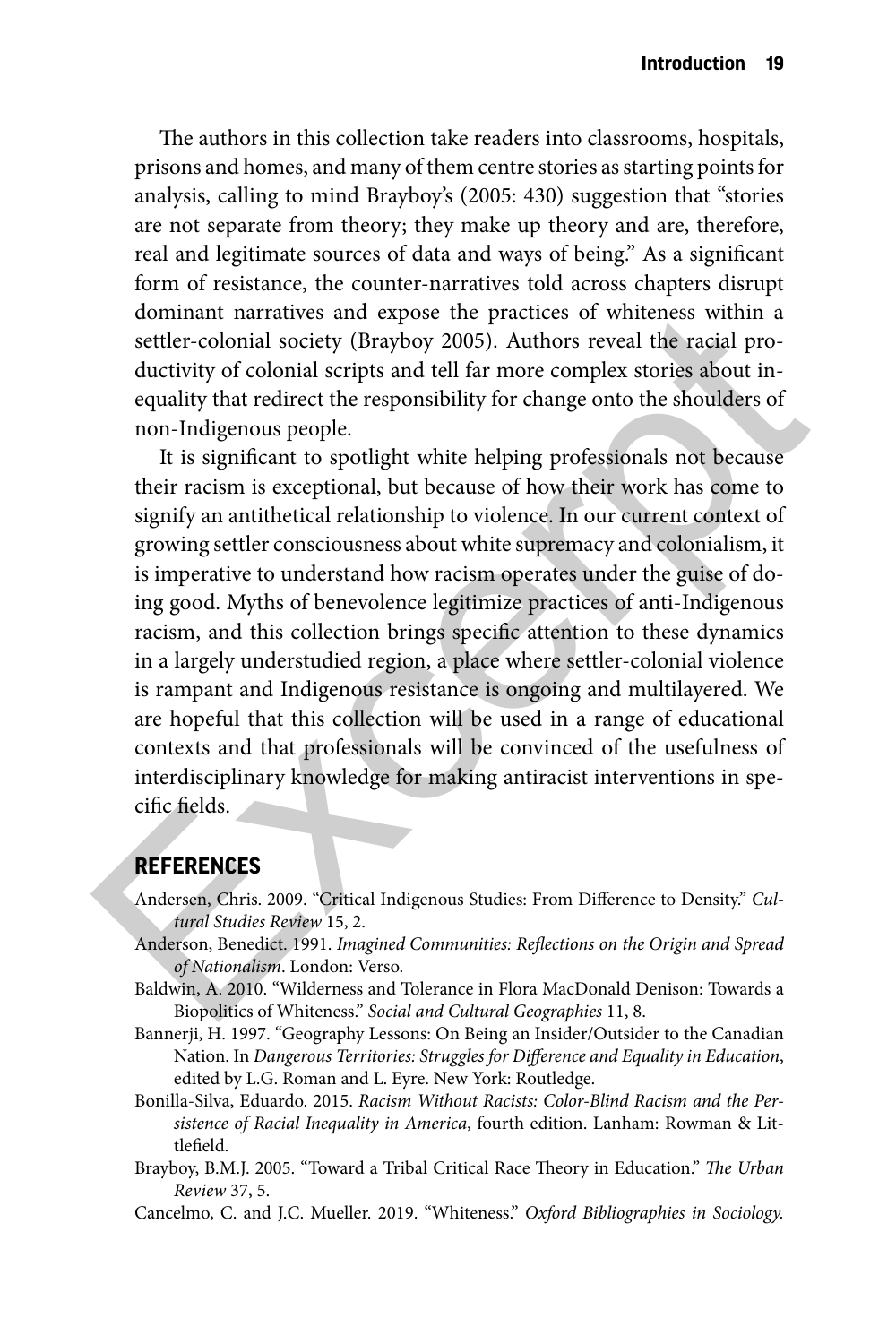The authors in this collection take readers into classrooms, hospitals, prisons and homes, and many of them centre stories as starting points for analysis, calling to mind Brayboy's (2005: 430) suggestion that "stories are not separate from theory; they make up theory and are, therefore, real and legitimate sources of data and ways of being." As a significant form of resistance, the counter-narratives told across chapters disrupt dominant narratives and expose the practices of whiteness within a settler-colonial society (Brayboy 2005). Authors reveal the racial productivity of colonial scripts and tell far more complex stories about inequality that redirect the responsibility for change onto the shoulders of non-Indigenous people.

It is significant to spotlight white helping professionals not because their racism is exceptional, but because of how their work has come to signify an antithetical relationship to violence. In our current context of growing settler consciousness about white supremacy and colonialism, it is imperative to understand how racism operates under the guise of doing good. Myths of benevolence legitimize practices of anti-Indigenous racism, and this collection brings specific attention to these dynamics in a largely understudied region, a place where settler-colonial violence is rampant and Indigenous resistance is ongoing and multilayered. We are hopeful that this collection will be used in a range of educational contexts and that professionals will be convinced of the usefulness of interdisciplinary knowledge for making antiracist interventions in specific fields.

## REFERENCES

Andersen, Chris. 2009. "Critical Indigenous Studies: From Difference to Density." *Cultural Studies Review* 15, 2.

Anderson, Benedict. 1991. *Imagined Communities: Reflections on the Origin and Spread of Nationalism*. London: Verso.

Baldwin, A. 2010. "Wilderness and Tolerance in Flora MacDonald Denison: Towards a Biopolitics of Whiteness." *Social and Cultural Geographies* 11, 8.

Bannerji, H. 1997. "Geography Lessons: On Being an Insider/Outsider to the Canadian Nation. In *Dangerous Territories: Struggles for Difference and Equality in Education*, edited by L.G. Roman and L. Eyre. New York: Routledge.

Bonilla-Silva, Eduardo. 2015. *Racism Without Racists: Color-Blind Racism and the Persistence of Racial Inequality in America*, fourth edition. Lanham: Rowman & Littlefield.

Brayboy, B.M.J. 2005. "Toward a Tribal Critical Race Theory in Education." *The Urban Review* 37, 5.

Cancelmo, C. and J.C. Mueller. 2019. "Whiteness." *Oxford Bibliographies in Sociology.*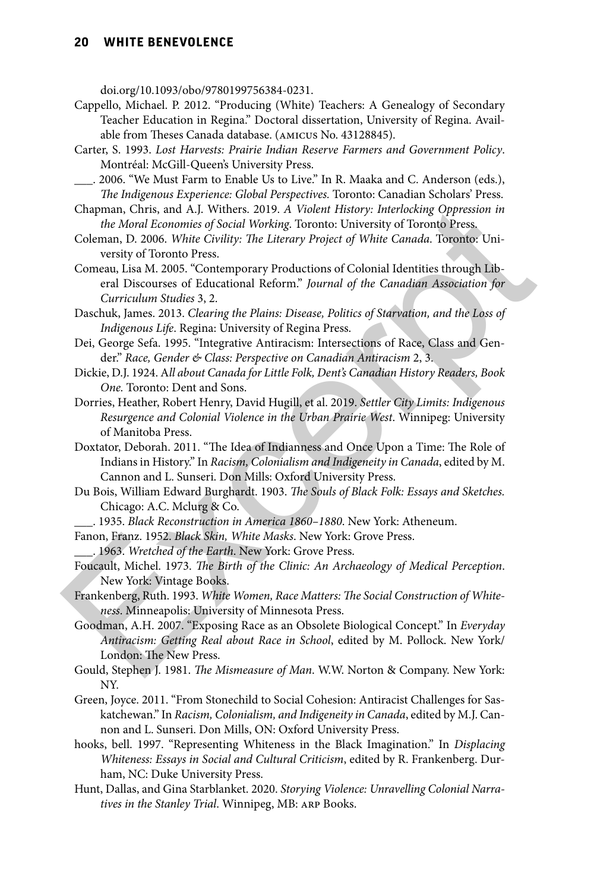doi.org/10.1093/obo/9780199756384-0231.

Cappello, Michael. P. 2012. "Producing (White) Teachers: A Genealogy of Secondary Teacher Education in Regina." Doctoral dissertation, University of Regina. Available from Theses Canada database. (AMICUS No. 43128845).

Carter, S. 1993. *Lost Harvests: Prairie Indian Reserve Farmers and Government Policy*. Montréal: McGill-Queen's University Press.

___. 2006. "We Must Farm to Enable Us to Live." In R. Maaka and C. Anderson (eds.), *The Indigenous Experience: Global Perspectives.* Toronto: Canadian Scholars' Press.

Chapman, Chris, and A.J. Withers. 2019. *A Violent History: Interlocking Oppression in the Moral Economies of Social Working*. Toronto: University of Toronto Press.

Coleman, D. 2006. *White Civility: The Literary Project of White Canada*. Toronto: University of Toronto Press.

Comeau, Lisa M. 2005. "Contemporary Productions of Colonial Identities through Liberal Discourses of Educational Reform." *Journal of the Canadian Association for Curriculum Studies* 3, 2.

Daschuk, James. 2013. *Clearing the Plains: Disease, Politics of Starvation, and the Loss of Indigenous Life*. Regina: University of Regina Press.

Dei, George Sefa. 1995. "Integrative Antiracism: Intersections of Race, Class and Gender." *Race, Gender & Class: Perspective on Canadian Antiracism* 2, 3.

Dickie, D.J. 1924. A*ll about Canada for Little Folk, Dent's Canadian History Readers, Book One.* Toronto: Dent and Sons.

Dorries, Heather, Robert Henry, David Hugill, et al. 2019. *Settler City Limits: Indigenous Resurgence and Colonial Violence in the Urban Prairie West*. Winnipeg: University of Manitoba Press.

Doxtator, Deborah. 2011. "The Idea of Indianness and Once Upon a Time: The Role of Indians in History." In *Racism, Colonialism and Indigeneity in Canada*, edited by M. Cannon and L. Sunseri. Don Mills: Oxford University Press.

Du Bois, William Edward Burghardt. 1903. *The Souls of Black Folk: Essays and Sketches.* Chicago: A.C. Mclurg & Co.

___. 1935. *Black Reconstruction in America 1860–1880*. New York: Atheneum.

Fanon, Franz. 1952. *Black Skin, White Masks*. New York: Grove Press.

___. 1963. *Wretched of the Earth*. New York: Grove Press.

Foucault, Michel. 1973. *The Birth of the Clinic: An Archaeology of Medical Perception*. New York: Vintage Books.

Frankenberg, Ruth. 1993. *White Women, Race Matters: The Social Construction of Whiteness*. Minneapolis: University of Minnesota Press.

Goodman, A.H. 2007. "Exposing Race as an Obsolete Biological Concept." In *Everyday Antiracism: Getting Real about Race in School*, edited by M. Pollock. New York/London: The New Press.

Gould, Stephen J. 1981. *The Mismeasure of Man*. W.W. Norton & Company. New York: NY.

Green, Joyce. 2011. "From Stonechild to Social Cohesion: Antiracist Challenges for Saskatchewan." In *Racism, Colonialism, and Indigeneity in Canada*, edited by M.J. Cannon and L. Sunseri. Don Mills, ON: Oxford University Press.

hooks, bell. 1997. "Representing Whiteness in the Black Imagination." In *Displacing Whiteness: Essays in Social and Cultural Criticism*, edited by R. Frankenberg. Durham, NC: Duke University Press.

Hunt, Dallas, and Gina Starblanket. 2020. *Storying Violence: Unravelling Colonial Narratives in the Stanley Trial*. Winnipeg, MB: ARP Books.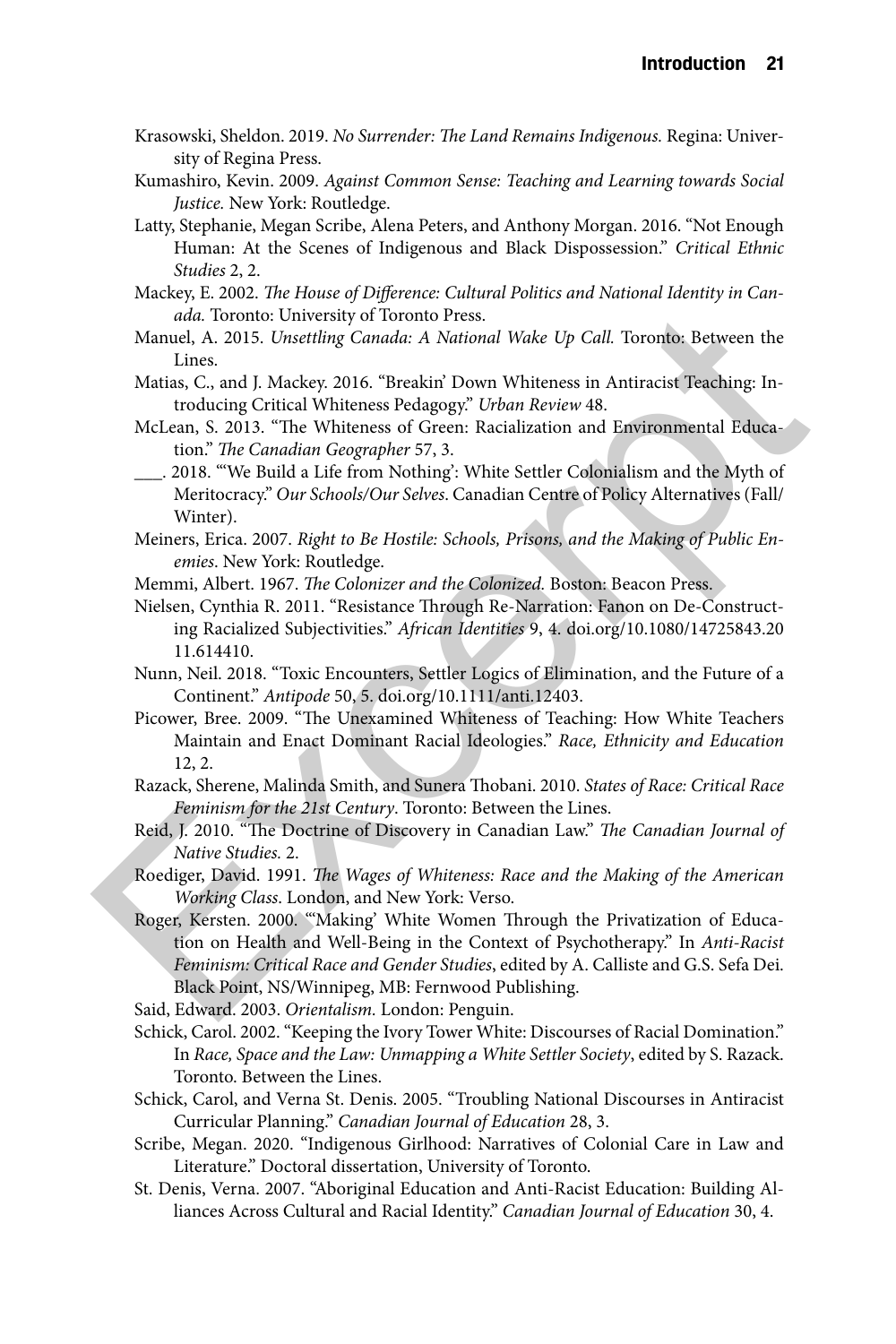Krasowski, Sheldon. 2019. *No Surrender: The Land Remains Indigenous.* Regina: University of Regina Press.

Kumashiro, Kevin. 2009. *Against Common Sense: Teaching and Learning towards Social Justice.* New York: Routledge.

Latty, Stephanie, Megan Scribe, Alena Peters, and Anthony Morgan. 2016. "Not Enough Human: At the Scenes of Indigenous and Black Dispossession." *Critical Ethnic Studies* 2, 2.

Mackey, E. 2002. *The House of Difference: Cultural Politics and National Identity in Canada.* Toronto: University of Toronto Press.

Manuel, A. 2015. *Unsettling Canada: A National Wake Up Call.* Toronto: Between the Lines.

Matias, C., and J. Mackey. 2016. "Breakin' Down Whiteness in Antiracist Teaching: Introducing Critical Whiteness Pedagogy." *Urban Review* 48.

McLean, S. 2013. "The Whiteness of Green: Racialization and Environmental Education." *The Canadian Geographer* 57, 3.

___. 2018. "'We Build a Life from Nothing': White Settler Colonialism and the Myth of Meritocracy." *Our Schools/Our Selves*. Canadian Centre of Policy Alternatives (Fall/Winter).

Meiners, Erica. 2007. *Right to Be Hostile: Schools, Prisons, and the Making of Public Enemies*. New York: Routledge.

Memmi, Albert. 1967. *The Colonizer and the Colonized.* Boston: Beacon Press.

Nielsen, Cynthia R. 2011. "Resistance Through Re-Narration: Fanon on De-Constructing Racialized Subjectivities." *African Identities* 9, 4. doi.org/10.1080/14725843.2011.614410.

Nunn, Neil. 2018. "Toxic Encounters, Settler Logics of Elimination, and the Future of a Continent." *Antipode* 50, 5. doi.org/10.1111/anti.12403.

Picower, Bree. 2009. "The Unexamined Whiteness of Teaching: How White Teachers Maintain and Enact Dominant Racial Ideologies." *Race, Ethnicity and Education* 12, 2.

Razack, Sherene, Malinda Smith, and Sunera Thobani. 2010. *States of Race: Critical Race Feminism for the 21st Century*. Toronto: Between the Lines.

Reid, J. 2010. "The Doctrine of Discovery in Canadian Law." *The Canadian Journal of Native Studies.* 2.

Roediger, David. 1991. *The Wages of Whiteness: Race and the Making of the American Working Class*. London, and New York: Verso.

Roger, Kersten. 2000. "'Making' White Women Through the Privatization of Education on Health and Well-Being in the Context of Psychotherapy." In *Anti-Racist Feminism: Critical Race and Gender Studies*, edited by A. Calliste and G.S. Sefa Dei. Black Point, NS/Winnipeg, MB: Fernwood Publishing.

Said, Edward. 2003. *Orientalism.* London: Penguin.

Schick, Carol. 2002. "Keeping the Ivory Tower White: Discourses of Racial Domination." In *Race, Space and the Law: Unmapping a White Settler Society*, edited by S. Razack. Toronto. Between the Lines.

Schick, Carol, and Verna St. Denis. 2005. "Troubling National Discourses in Antiracist Curricular Planning." *Canadian Journal of Education* 28, 3.

Scribe, Megan. 2020. "Indigenous Girlhood: Narratives of Colonial Care in Law and Literature." Doctoral dissertation, University of Toronto.

St. Denis, Verna. 2007. "Aboriginal Education and Anti-Racist Education: Building Alliances Across Cultural and Racial Identity." *Canadian Journal of Education* 30, 4.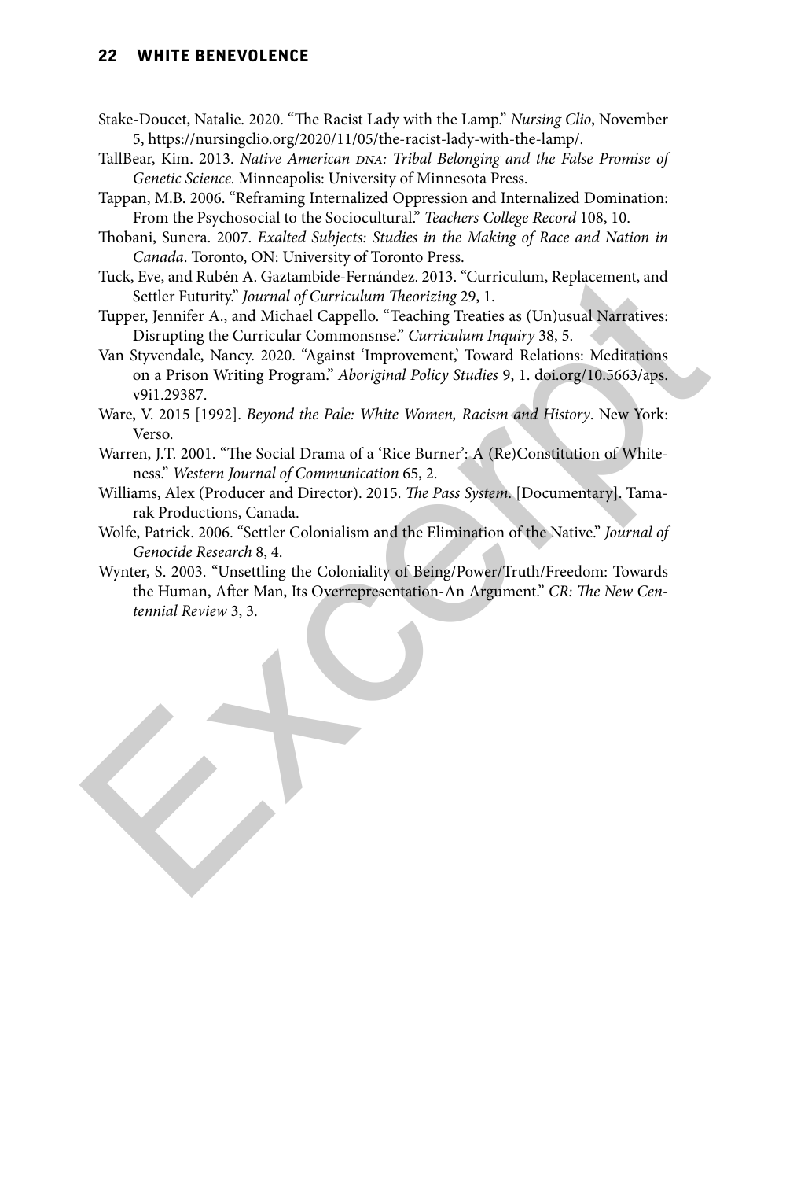Stake-Doucet, Natalie. 2020. "The Racist Lady with the Lamp." *Nursing Clio*, November 5, https://nursingclio.org/2020/11/05/the-racist-lady-with-the-lamp/.

TallBear, Kim. 2013. *Native American DNA: Tribal Belonging and the False Promise of Genetic Science.* Minneapolis: University of Minnesota Press.

Tappan, M.B. 2006. "Reframing Internalized Oppression and Internalized Domination: From the Psychosocial to the Sociocultural." *Teachers College Record* 108, 10.

Thobani, Sunera. 2007. *Exalted Subjects: Studies in the Making of Race and Nation in Canada*. Toronto, ON: University of Toronto Press.

Tuck, Eve, and Rubén A. Gaztambide-Fernández. 2013. "Curriculum, Replacement, and Settler Futurity." *Journal of Curriculum Theorizing* 29, 1.

Tupper, Jennifer A., and Michael Cappello. "Teaching Treaties as (Un)usual Narratives: Disrupting the Curricular Commonsnse." *Curriculum Inquiry* 38, 5.

Van Styvendale, Nancy. 2020. "Against 'Improvement,' Toward Relations: Meditations on a Prison Writing Program." *Aboriginal Policy Studies* 9, 1. doi.org/10.5663/aps.v9i1.29387.

Ware, V. 2015 [1992]. *Beyond the Pale: White Women, Racism and History*. New York: Verso.

Warren, J.T. 2001. "The Social Drama of a 'Rice Burner': A (Re)Constitution of Whiteness." *Western Journal of Communication* 65, 2.

Williams, Alex (Producer and Director). 2015. *The Pass System*. [Documentary]. Tamarak Productions, Canada.

Wolfe, Patrick. 2006. "Settler Colonialism and the Elimination of the Native." *Journal of Genocide Research* 8, 4.

Wynter, S. 2003. "Unsettling the Coloniality of Being/Power/Truth/Freedom: Towards the Human, After Man, Its Overrepresentation-An Argument." *CR: The New Centennial Review* 3, 3.